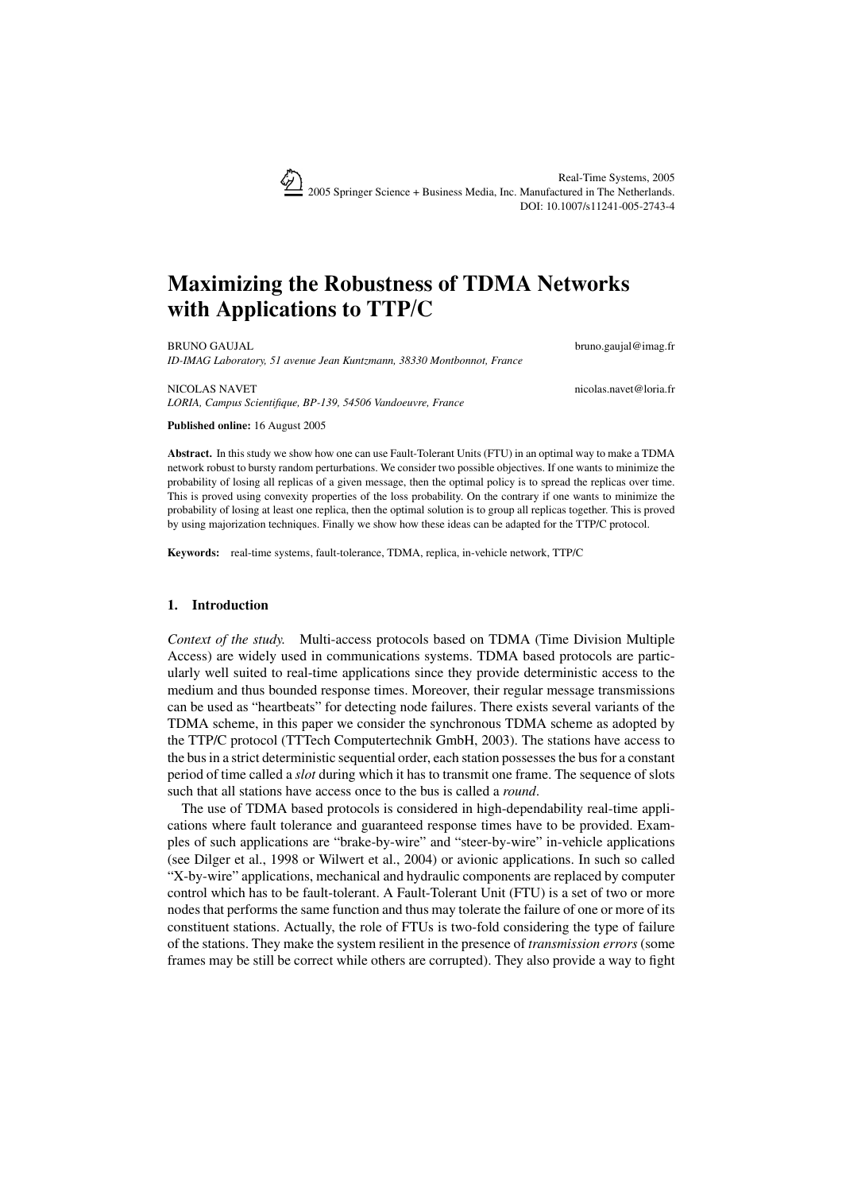Real-Time Systems, 2005
2005 Springer Science + Business Media, Inc. Manufactured in The Netherlands.
DOI: 10.1007/s11241-005-2743-4

# Maximizing the Robustness of TDMA Networks with Applications to TTP/C

BRUNO GAUJAL bruno.gaujal@imag.fr
*ID-IMAG Laboratory, 51 avenue Jean Kuntzmann, 38330 Montbonnot, France*

NICOLAS NAVET nicolas.navet@loria.fr
*LORIA, Campus Scientifique, BP-139, 54506 Vandoeuvre, France*

**Published online:** 16 August 2005

**Abstract.** In this study we show how one can use Fault-Tolerant Units (FTU) in an optimal way to make a TDMA network robust to bursty random perturbations. We consider two possible objectives. If one wants to minimize the probability of losing all replicas of a given message, then the optimal policy is to spread the replicas over time. This is proved using convexity properties of the loss probability. On the contrary if one wants to minimize the probability of losing at least one replica, then the optimal solution is to group all replicas together. This is proved by using majorization techniques. Finally we show how these ideas can be adapted for the TTP/C protocol.

**Keywords:** real-time systems, fault-tolerance, TDMA, replica, in-vehicle network, TTP/C

## 1. Introduction

*Context of the study.* Multi-access protocols based on TDMA (Time Division Multiple Access) are widely used in communications systems. TDMA based protocols are particularly well suited to real-time applications since they provide deterministic access to the medium and thus bounded response times. Moreover, their regular message transmissions can be used as "heartbeats" for detecting node failures. There exists several variants of the TDMA scheme, in this paper we consider the synchronous TDMA scheme as adopted by the TTP/C protocol (TTTech Computertechnik GmbH, 2003). The stations have access to the bus in a strict deterministic sequential order, each station possesses the bus for a constant period of time called a *slot* during which it has to transmit one frame. The sequence of slots such that all stations have access once to the bus is called a *round*.

The use of TDMA based protocols is considered in high-dependability real-time applications where fault tolerance and guaranteed response times have to be provided. Examples of such applications are "brake-by-wire" and "steer-by-wire" in-vehicle applications (see Dilger et al., 1998 or Wilwert et al., 2004) or avionic applications. In such so called "X-by-wire" applications, mechanical and hydraulic components are replaced by computer control which has to be fault-tolerant. A Fault-Tolerant Unit (FTU) is a set of two or more nodes that performs the same function and thus may tolerate the failure of one or more of its constituent stations. Actually, the role of FTUs is two-fold considering the type of failure of the stations. They make the system resilient in the presence of *transmission errors* (some frames may be still be correct while others are corrupted). They also provide a way to fight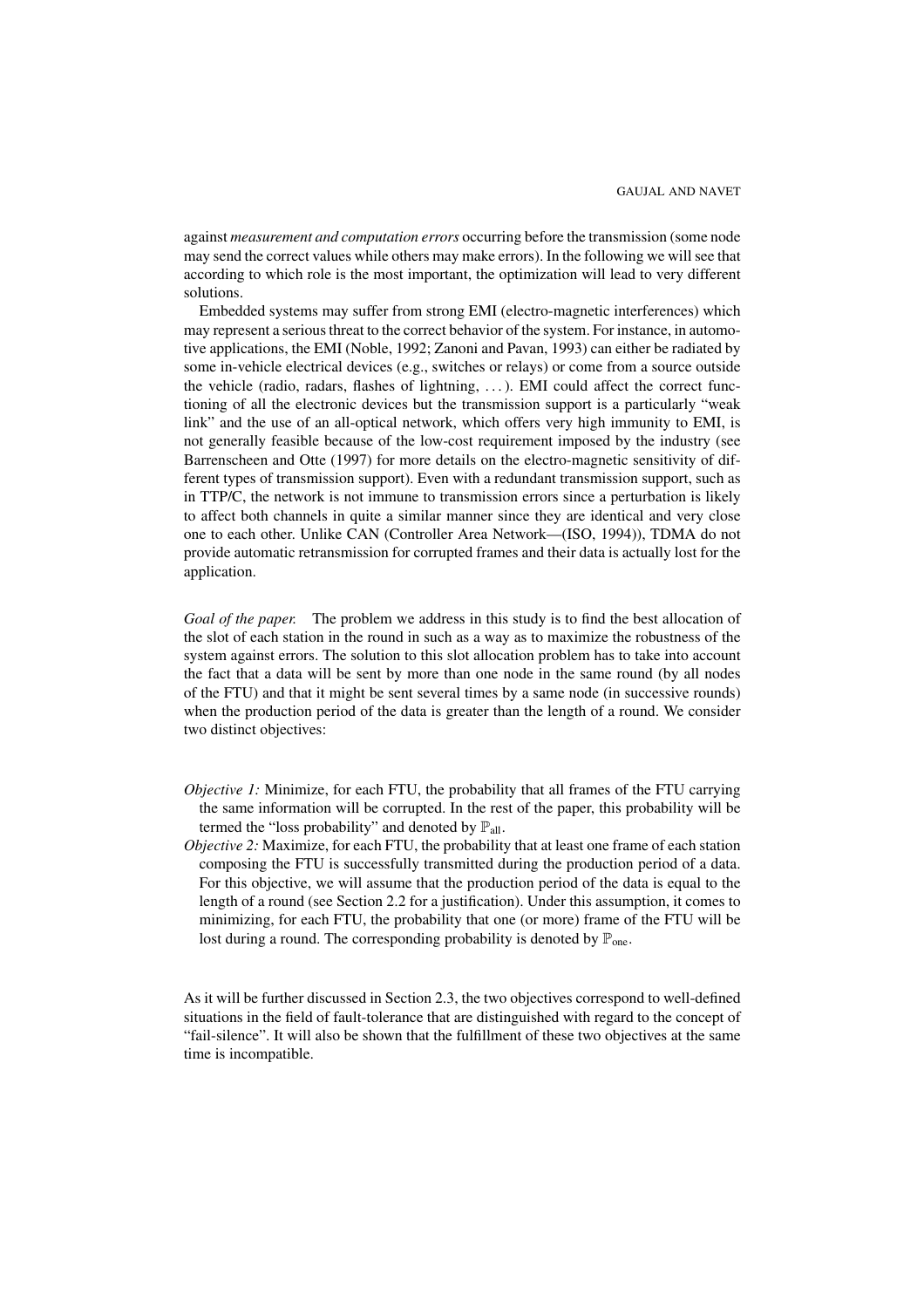against *measurement and computation errors* occurring before the transmission (some node may send the correct values while others may make errors). In the following we will see that according to which role is the most important, the optimization will lead to very different solutions.

Embedded systems may suffer from strong EMI (electro-magnetic interferences) which may represent a serious threat to the correct behavior of the system. For instance, in automotive applications, the EMI (Noble, 1992; Zanoni and Pavan, 1993) can either be radiated by some in-vehicle electrical devices (e.g., switches or relays) or come from a source outside the vehicle (radio, radars, flashes of lightning, ...). EMI could affect the correct functioning of all the electronic devices but the transmission support is a particularly "weak link" and the use of an all-optical network, which offers very high immunity to EMI, is not generally feasible because of the low-cost requirement imposed by the industry (see Barrenscheen and Otte (1997) for more details on the electro-magnetic sensitivity of different types of transmission support). Even with a redundant transmission support, such as in TTP/C, the network is not immune to transmission errors since a perturbation is likely to affect both channels in quite a similar manner since they are identical and very close one to each other. Unlike CAN (Controller Area Network—(ISO, 1994)), TDMA do not provide automatic retransmission for corrupted frames and their data is actually lost for the application.

*Goal of the paper.* The problem we address in this study is to find the best allocation of the slot of each station in the round in such as a way as to maximize the robustness of the system against errors. The solution to this slot allocation problem has to take into account the fact that a data will be sent by more than one node in the same round (by all nodes of the FTU) and that it might be sent several times by a same node (in successive rounds) when the production period of the data is greater than the length of a round. We consider two distinct objectives:

- *Objective 1:* Minimize, for each FTU, the probability that all frames of the FTU carrying the same information will be corrupted. In the rest of the paper, this probability will be termed the "loss probability" and denoted by $\mathbb{P}_{\text{all}}$.
- *Objective 2:* Maximize, for each FTU, the probability that at least one frame of each station composing the FTU is successfully transmitted during the production period of a data. For this objective, we will assume that the production period of the data is equal to the length of a round (see Section 2.2 for a justification). Under this assumption, it comes to minimizing, for each FTU, the probability that one (or more) frame of the FTU will be lost during a round. The corresponding probability is denoted by $\mathbb{P}_{\text{one}}$.

As it will be further discussed in Section 2.3, the two objectives correspond to well-defined situations in the field of fault-tolerance that are distinguished with regard to the concept of "fail-silence". It will also be shown that the fulfillment of these two objectives at the same time is incompatible.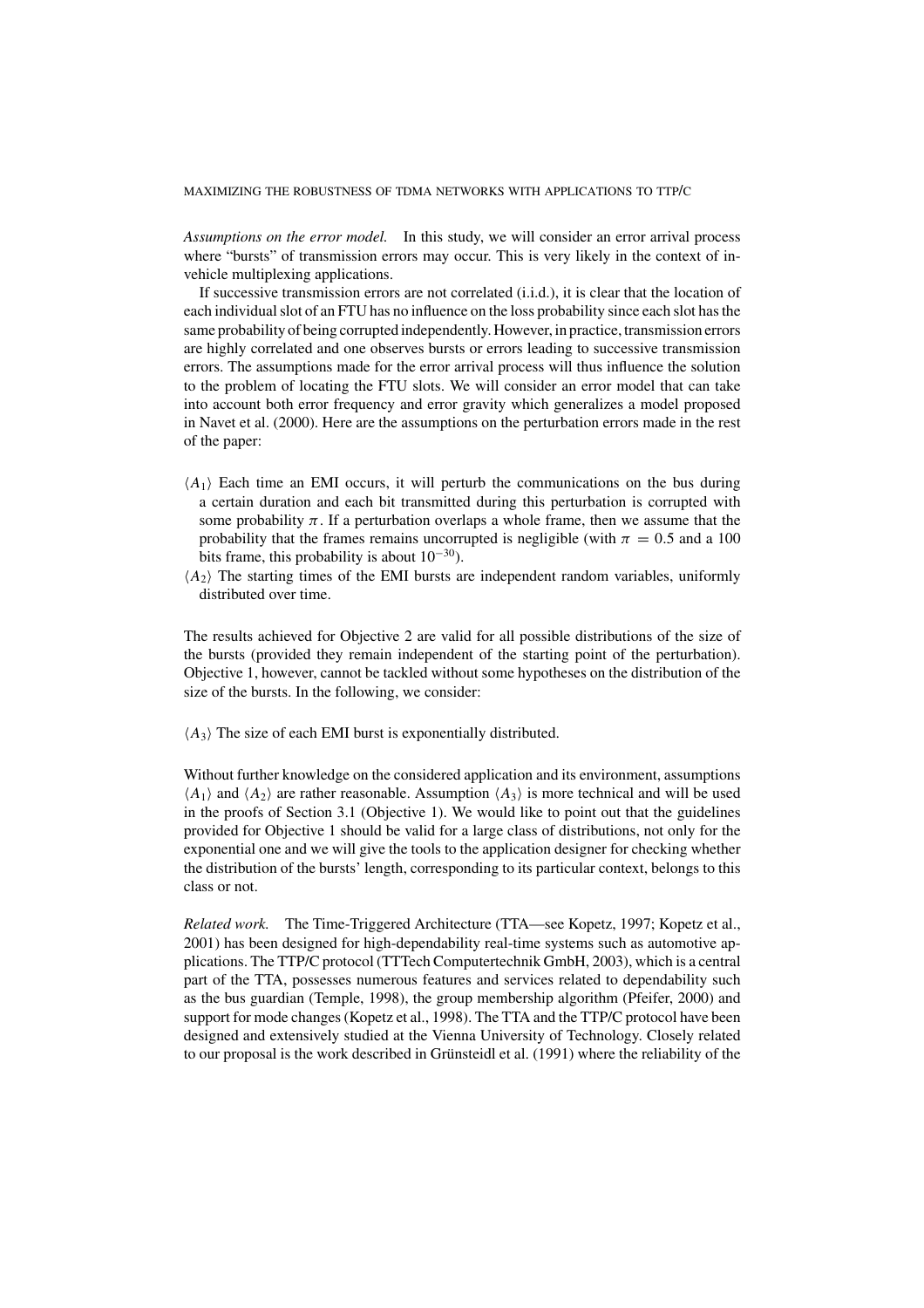*Assumptions on the error model.* In this study, we will consider an error arrival process where "bursts" of transmission errors may occur. This is very likely in the context of in-vehicle multiplexing applications.

If successive transmission errors are not correlated (i.i.d.), it is clear that the location of each individual slot of an FTU has no influence on the loss probability since each slot has the same probability of being corrupted independently. However, in practice, transmission errors are highly correlated and one observes bursts or errors leading to successive transmission errors. The assumptions made for the error arrival process will thus influence the solution to the problem of locating the FTU slots. We will consider an error model that can take into account both error frequency and error gravity which generalizes a model proposed in Navet et al. (2000). Here are the assumptions on the perturbation errors made in the rest of the paper:

- $\langle A_1 \rangle$ Each time an EMI occurs, it will perturb the communications on the bus during a certain duration and each bit transmitted during this perturbation is corrupted with some probability $\pi$. If a perturbation overlaps a whole frame, then we assume that the probability that the frames remains uncorrupted is negligible (with $\pi = 0.5$ and a 100 bits frame, this probability is about $10^{-30}$).
- $\langle A_2 \rangle$ The starting times of the EMI bursts are independent random variables, uniformly distributed over time.

The results achieved for Objective 2 are valid for all possible distributions of the size of the bursts (provided they remain independent of the starting point of the perturbation). Objective 1, however, cannot be tackled without some hypotheses on the distribution of the size of the bursts. In the following, we consider:

- $\langle A_3 \rangle$ The size of each EMI burst is exponentially distributed.

Without further knowledge on the considered application and its environment, assumptions $\langle A_1 \rangle$ and $\langle A_2 \rangle$ are rather reasonable. Assumption $\langle A_3 \rangle$ is more technical and will be used in the proofs of Section 3.1 (Objective 1). We would like to point out that the guidelines provided for Objective 1 should be valid for a large class of distributions, not only for the exponential one and we will give the tools to the application designer for checking whether the distribution of the bursts' length, corresponding to its particular context, belongs to this class or not.

*Related work.* The Time-Triggered Architecture (TTA—see Kopetz, 1997; Kopetz et al., 2001) has been designed for high-dependability real-time systems such as automotive applications. The TTP/C protocol (TTTech Computertechnik GmbH, 2003), which is a central part of the TTA, possesses numerous features and services related to dependability such as the bus guardian (Temple, 1998), the group membership algorithm (Pfeifer, 2000) and support for mode changes (Kopetz et al., 1998). The TTA and the TTP/C protocol have been designed and extensively studied at the Vienna University of Technology. Closely related to our proposal is the work described in Grünsteidl et al. (1991) where the reliability of the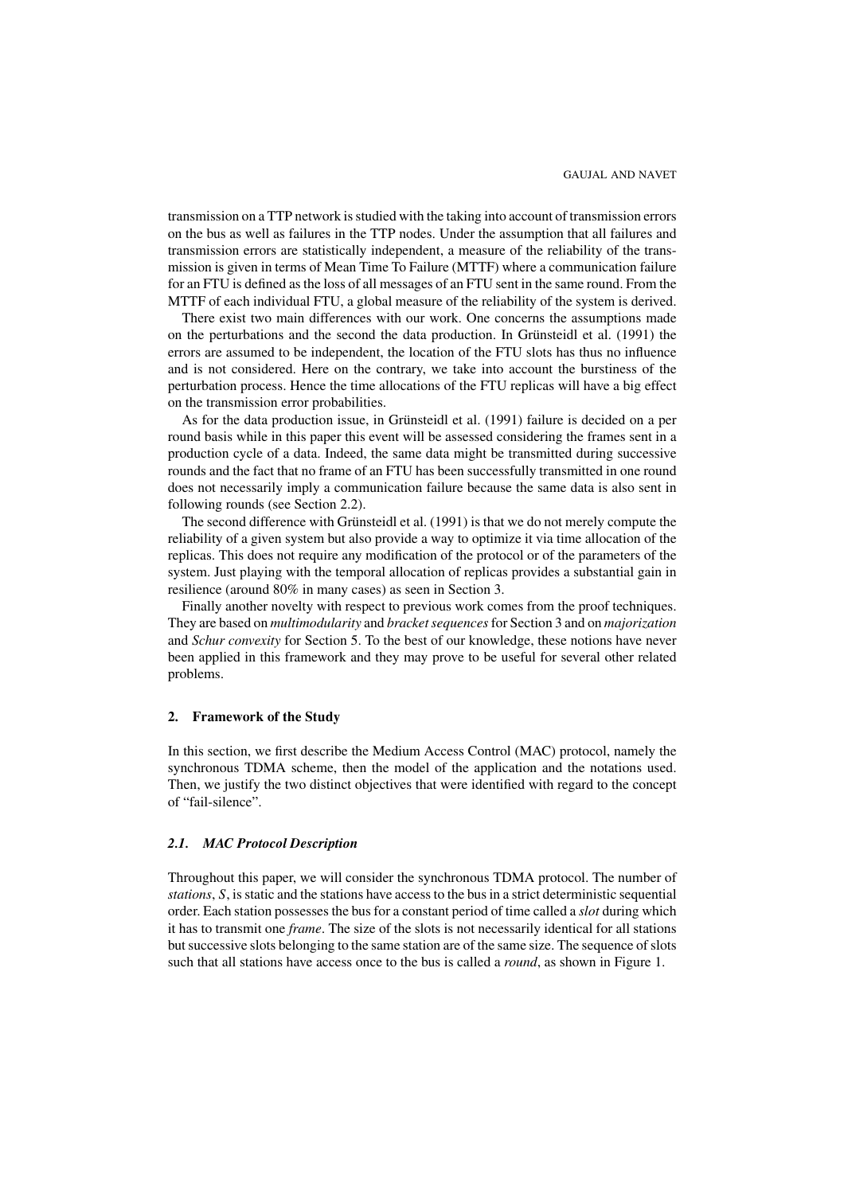transmission on a TTP network is studied with the taking into account of transmission errors on the bus as well as failures in the TTP nodes. Under the assumption that all failures and transmission errors are statistically independent, a measure of the reliability of the transmission is given in terms of Mean Time To Failure (MTTF) where a communication failure for an FTU is defined as the loss of all messages of an FTU sent in the same round. From the MTTF of each individual FTU, a global measure of the reliability of the system is derived.

There exist two main differences with our work. One concerns the assumptions made on the perturbations and the second the data production. In Grünsteidl et al. (1991) the errors are assumed to be independent, the location of the FTU slots has thus no influence and is not considered. Here on the contrary, we take into account the burstiness of the perturbation process. Hence the time allocations of the FTU replicas will have a big effect on the transmission error probabilities.

As for the data production issue, in Grünsteidl et al. (1991) failure is decided on a per round basis while in this paper this event will be assessed considering the frames sent in a production cycle of a data. Indeed, the same data might be transmitted during successive rounds and the fact that no frame of an FTU has been successfully transmitted in one round does not necessarily imply a communication failure because the same data is also sent in following rounds (see Section 2.2).

The second difference with Grünsteidl et al. (1991) is that we do not merely compute the reliability of a given system but also provide a way to optimize it via time allocation of the replicas. This does not require any modification of the protocol or of the parameters of the system. Just playing with the temporal allocation of replicas provides a substantial gain in resilience (around 80% in many cases) as seen in Section 3.

Finally another novelty with respect to previous work comes from the proof techniques. They are based on *multimodularity* and *bracket sequences* for Section 3 and on *majorization* and *Schur convexity* for Section 5. To the best of our knowledge, these notions have never been applied in this framework and they may prove to be useful for several other related problems.

## 2. Framework of the Study

In this section, we first describe the Medium Access Control (MAC) protocol, namely the synchronous TDMA scheme, then the model of the application and the notations used. Then, we justify the two distinct objectives that were identified with regard to the concept of "fail-silence".

### 2.1. MAC Protocol Description

Throughout this paper, we will consider the synchronous TDMA protocol. The number of *stations*, $S$, is static and the stations have access to the bus in a strict deterministic sequential order. Each station possesses the bus for a constant period of time called a *slot* during which it has to transmit one *frame*. The size of the slots is not necessarily identical for all stations but successive slots belonging to the same station are of the same size. The sequence of slots such that all stations have access once to the bus is called a *round*, as shown in Figure 1.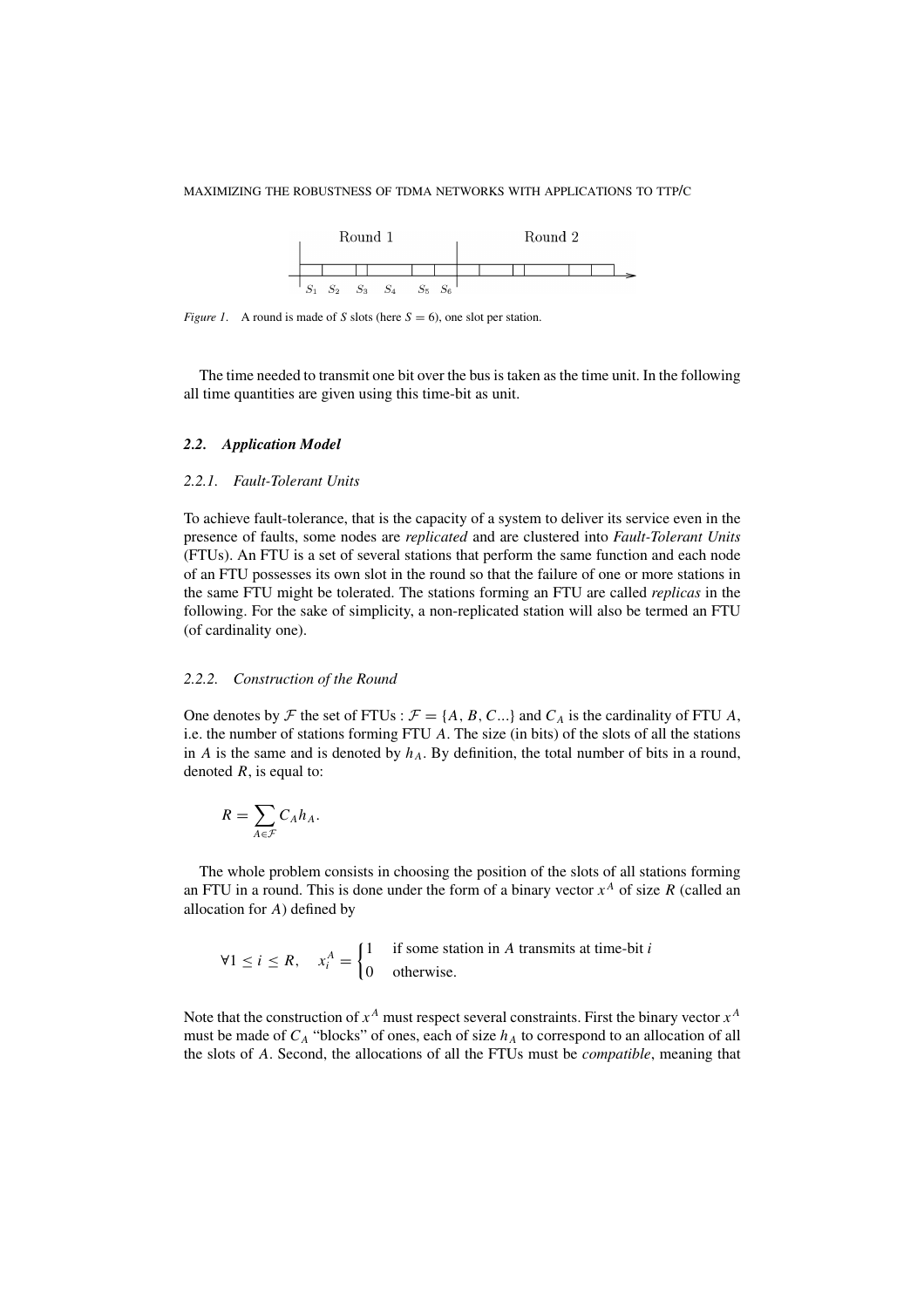Figure 1. A round is made of $S$ slots (here $S = 6$), one slot per station.

The time needed to transmit one bit over the bus is taken as the time unit. In the following all time quantities are given using this time-bit as unit.

### 2.2. Application Model

#### 2.2.1. Fault-Tolerant Units

To achieve fault-tolerance, that is the capacity of a system to deliver its service even in the presence of faults, some nodes are *replicated* and are clustered into *Fault-Tolerant Units* (FTUs). An FTU is a set of several stations that perform the same function and each node of an FTU possesses its own slot in the round so that the failure of one or more stations in the same FTU might be tolerated. The stations forming an FTU are called *replicas* in the following. For the sake of simplicity, a non-replicated station will also be termed an FTU (of cardinality one).

#### 2.2.2. Construction of the Round

One denotes by $\mathcal{F}$ the set of FTUs : $\mathcal{F} = \{A, B, C...\}$ and $C_A$ is the cardinality of FTU $A$, i.e. the number of stations forming FTU $A$. The size (in bits) of the slots of all the stations in $A$ is the same and is denoted by $h_A$. By definition, the total number of bits in a round, denoted $R$, is equal to:

$$R = \sum_{A \in \mathcal{F}} C_A h_A.$$

The whole problem consists in choosing the position of the slots of all stations forming an FTU in a round. This is done under the form of a binary vector $x^A$ of size $R$ (called an allocation for $A$) defined by

$$\forall 1 \leq i \leq R, \quad x_i^A = \begin{cases} 1 & \text{if some station in } A \text{ transmits at time-bit } i \\ 0 & \text{otherwise.} \end{cases}$$

Note that the construction of $x^A$ must respect several constraints. First the binary vector $x^A$ must be made of $C_A$ "blocks" of ones, each of size $h_A$ to correspond to an allocation of all the slots of $A$. Second, the allocations of all the FTUs must be *compatible*, meaning that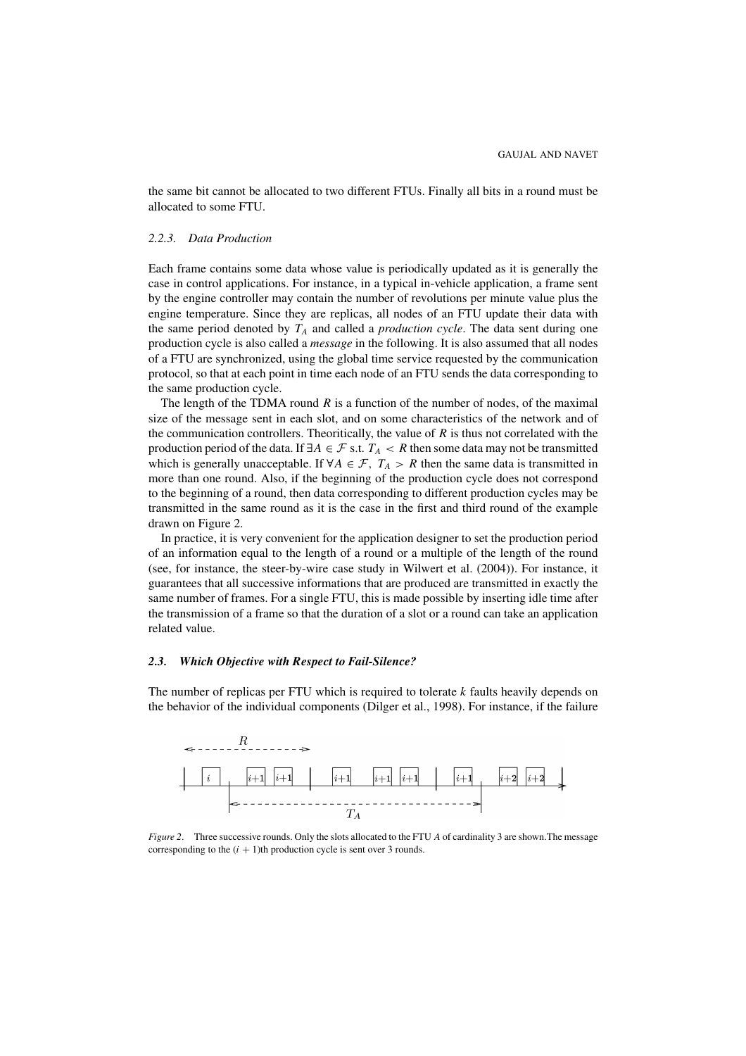the same bit cannot be allocated to two different FTUs. Finally all bits in a round must be allocated to some FTU.

#### 2.2.3. *Data Production*

Each frame contains some data whose value is periodically updated as it is generally the case in control applications. For instance, in a typical in-vehicle application, a frame sent by the engine controller may contain the number of revolutions per minute value plus the engine temperature. Since they are replicas, all nodes of an FTU update their data with the same period denoted by $T_A$ and called a *production cycle*. The data sent during one production cycle is also called a *message* in the following. It is also assumed that all nodes of a FTU are synchronized, using the global time service requested by the communication protocol, so that at each point in time each node of an FTU sends the data corresponding to the same production cycle.

The length of the TDMA round $R$ is a function of the number of nodes, of the maximal size of the message sent in each slot, and on some characteristics of the network and of the communication controllers. Theoritically, the value of $R$ is thus not correlated with the production period of the data. If $\exists A \in \mathcal{F}$ s.t. $T_A < R$ then some data may not be transmitted which is generally unacceptable. If $\forall A \in \mathcal{F},\ T_A > R$ then the same data is transmitted in more than one round. Also, if the beginning of the production cycle does not correspond to the beginning of a round, then data corresponding to different production cycles may be transmitted in the same round as it is the case in the first and third round of the example drawn on Figure 2.

In practice, it is very convenient for the application designer to set the production period of an information equal to the length of a round or a multiple of the length of the round (see, for instance, the steer-by-wire case study in Wilwert et al. (2004)). For instance, it guarantees that all successive informations that are produced are transmitted in exactly the same number of frames. For a single FTU, this is made possible by inserting idle time after the transmission of a frame so that the duration of a slot or a round can take an application related value.

### 2.3. *Which Objective with Respect to Fail-Silence?*

The number of replicas per FTU which is required to tolerate $k$ faults heavily depends on the behavior of the individual components (Dilger et al., 1998). For instance, if the failure

R

i | i+1 | i+1 | i+1 | i+1 | i+1 | i+1 | i+2 | i+2

$T_A$

*Figure 2.* Three successive rounds. Only the slots allocated to the FTU $A$ of cardinality 3 are shown.The message corresponding to the $(i + 1)$th production cycle is sent over 3 rounds.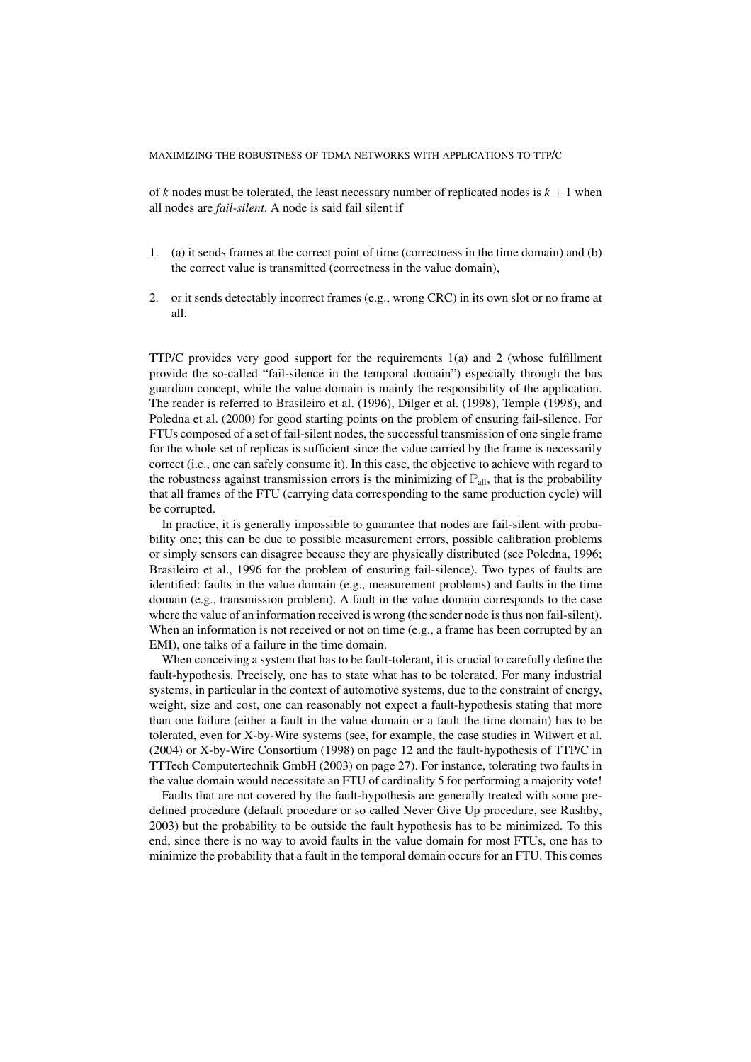of $k$ nodes must be tolerated, the least necessary number of replicated nodes is $k + 1$ when all nodes are *fail-silent*. A node is said fail silent if

1. (a) it sends frames at the correct point of time (correctness in the time domain) and (b) the correct value is transmitted (correctness in the value domain),
2. or it sends detectably incorrect frames (e.g., wrong CRC) in its own slot or no frame at all.

TTP/C provides very good support for the requirements 1(a) and 2 (whose fulfillment provide the so-called "fail-silence in the temporal domain") especially through the bus guardian concept, while the value domain is mainly the responsibility of the application. The reader is referred to Brasileiro et al. (1996), Dilger et al. (1998), Temple (1998), and Poledna et al. (2000) for good starting points on the problem of ensuring fail-silence. For FTUs composed of a set of fail-silent nodes, the successful transmission of one single frame for the whole set of replicas is sufficient since the value carried by the frame is necessarily correct (i.e., one can safely consume it). In this case, the objective to achieve with regard to the robustness against transmission errors is the minimizing of $\mathbb{P}_{\text{all}}$, that is the probability that all frames of the FTU (carrying data corresponding to the same production cycle) will be corrupted.

In practice, it is generally impossible to guarantee that nodes are fail-silent with probability one; this can be due to possible measurement errors, possible calibration problems or simply sensors can disagree because they are physically distributed (see Poledna, 1996; Brasileiro et al., 1996 for the problem of ensuring fail-silence). Two types of faults are identified: faults in the value domain (e.g., measurement problems) and faults in the time domain (e.g., transmission problem). A fault in the value domain corresponds to the case where the value of an information received is wrong (the sender node is thus non fail-silent). When an information is not received or not on time (e.g., a frame has been corrupted by an EMI), one talks of a failure in the time domain.

When conceiving a system that has to be fault-tolerant, it is crucial to carefully define the fault-hypothesis. Precisely, one has to state what has to be tolerated. For many industrial systems, in particular in the context of automotive systems, due to the constraint of energy, weight, size and cost, one can reasonably not expect a fault-hypothesis stating that more than one failure (either a fault in the value domain or a fault the time domain) has to be tolerated, even for X-by-Wire systems (see, for example, the case studies in Wilwert et al. (2004) or X-by-Wire Consortium (1998) on page 12 and the fault-hypothesis of TTP/C in TTTech Computertechnik GmbH (2003) on page 27). For instance, tolerating two faults in the value domain would necessitate an FTU of cardinality 5 for performing a majority vote!

Faults that are not covered by the fault-hypothesis are generally treated with some predefined procedure (default procedure or so called Never Give Up procedure, see Rushby, 2003) but the probability to be outside the fault hypothesis has to be minimized. To this end, since there is no way to avoid faults in the value domain for most FTUs, one has to minimize the probability that a fault in the temporal domain occurs for an FTU. This comes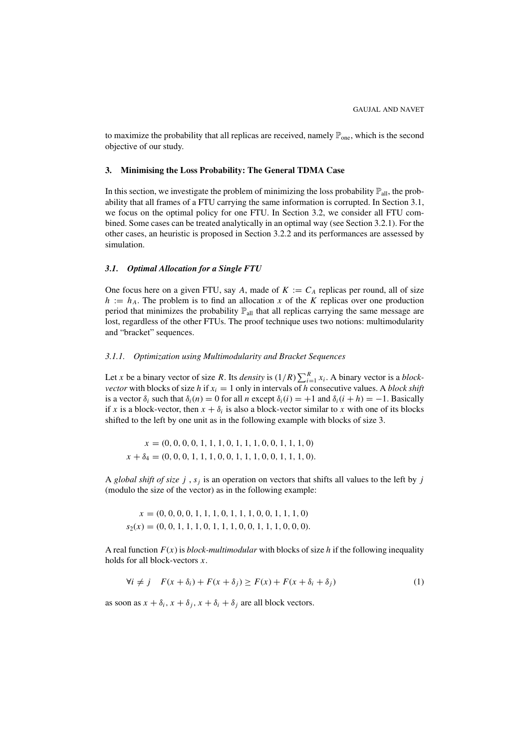to maximize the probability that all replicas are received, namely $\mathbb{P}_{\text{one}}$, which is the second objective of our study.

## 3. Minimising the Loss Probability: The General TDMA Case

In this section, we investigate the problem of minimizing the loss probability $\mathbb{P}_{\text{all}}$, the probability that all frames of a FTU carrying the same information is corrupted. In Section 3.1, we focus on the optimal policy for one FTU. In Section 3.2, we consider all FTU combined. Some cases can be treated analytically in an optimal way (see Section 3.2.1). For the other cases, an heuristic is proposed in Section 3.2.2 and its performances are assessed by simulation.

### *3.1. Optimal Allocation for a Single FTU*

One focus here on a given FTU, say $A$, made of $K := C_A$ replicas per round, all of size $h := h_A$. The problem is to find an allocation $x$ of the $K$ replicas over one production period that minimizes the probability $\mathbb{P}_{\text{all}}$ that all replicas carrying the same message are lost, regardless of the other FTUs. The proof technique uses two notions: multimodularity and "bracket" sequences.

#### *3.1.1. Optimization using Multimodularity and Bracket Sequences*

Let $x$ be a binary vector of size $R$. Its *density* is $(1/R)\sum_{i=1}^{R} x_i$. A binary vector is a *block-vector* with blocks of size $h$ if $x_i = 1$ only in intervals of $h$ consecutive values. A *block shift* is a vector $\delta_i$ such that $\delta_i(n) = 0$ for all $n$ except $\delta_i(i) = +1$ and $\delta_i(i + h) = -1$. Basically if $x$ is a block-vector, then $x + \delta_i$ is also a block-vector similar to $x$ with one of its blocks shifted to the left by one unit as in the following example with blocks of size 3.

$$
\begin{aligned}
x &= (0, 0, 0, 0, 1, 1, 1, 0, 1, 1, 1, 0, 0, 1, 1, 1, 0) \\
x + \delta_4 &= (0, 0, 0, 1, 1, 1, 0, 0, 1, 1, 1, 0, 0, 1, 1, 1, 0).
\end{aligned}
$$

A *global shift of size* $j$, $s_j$ is an operation on vectors that shifts all values to the left by $j$ (modulo the size of the vector) as in the following example:

$$
\begin{aligned}
x &= (0, 0, 0, 0, 1, 1, 1, 0, 1, 1, 1, 0, 0, 1, 1, 1, 0) \\
s_2(x) &= (0, 0, 1, 1, 1, 0, 1, 1, 1, 0, 0, 1, 1, 1, 0, 0, 0).
\end{aligned}
$$

A real function $F(x)$ is *block-multimodular* with blocks of size $h$ if the following inequality holds for all block-vectors $x$.

$$
\forall i \neq j \quad F(x + \delta_i) + F(x + \delta_j) \geq F(x) + F(x + \delta_i + \delta_j) \tag{1}
$$

as soon as $x + \delta_i$, $x + \delta_j$, $x + \delta_i + \delta_j$ are all block vectors.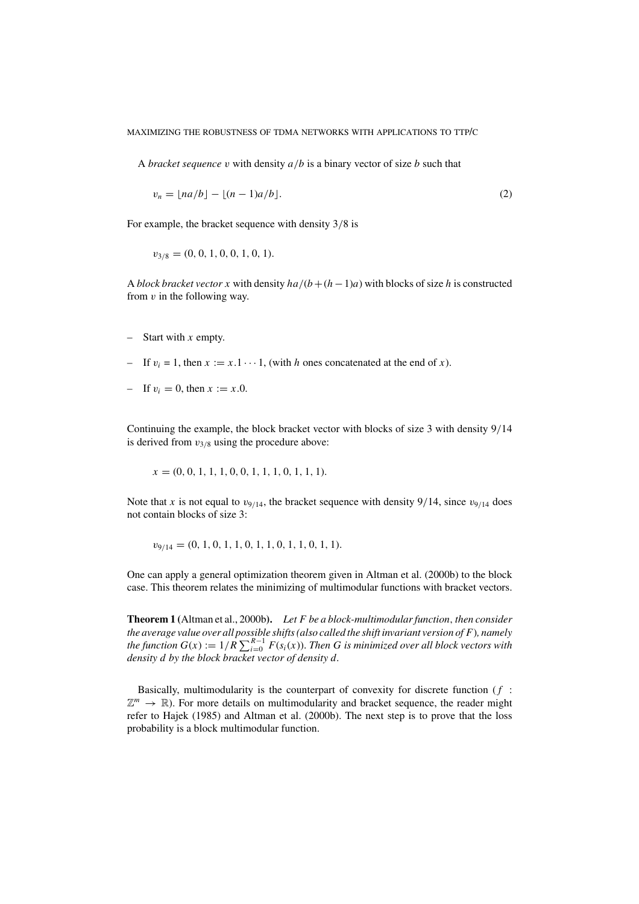A *bracket sequence* $v$ with density $a/b$ is a binary vector of size $b$ such that

$$v_n = \lfloor na/b \rfloor - \lfloor (n-1)a/b \rfloor. \tag{2}$$

For example, the bracket sequence with density $3/8$ is

$$v_{3/8} = (0, 0, 1, 0, 0, 1, 0, 1).$$

A *block bracket vector* $x$ with density $ha/(b+(h-1)a)$ with blocks of size $h$ is constructed from $v$ in the following way.

- Start with $x$ empty.
- If $v_i = 1$, then $x := x.1 \cdots 1$, (with $h$ ones concatenated at the end of $x$).
- If $v_i = 0$, then $x := x.0$.

Continuing the example, the block bracket vector with blocks of size 3 with density $9/14$ is derived from $v_{3/8}$ using the procedure above:

$$x = (0, 0, 1, 1, 1, 0, 0, 1, 1, 1, 0, 1, 1, 1).$$

Note that $x$ is not equal to $v_{9/14}$, the bracket sequence with density $9/14$, since $v_{9/14}$ does not contain blocks of size 3:

$$v_{9/14} = (0, 1, 0, 1, 1, 0, 1, 1, 0, 1, 1, 0, 1, 1).$$

One can apply a general optimization theorem given in Altman et al. (2000b) to the block case. This theorem relates the minimizing of multimodular functions with bracket vectors.

**Theorem 1** (Altman et al., 2000b). *Let $F$ be a block-multimodular function, then consider the average value over all possible shifts (also called the shift invariant version of $F$), namely the function $G(x) := 1/R \sum_{i=0}^{R-1} F(s_i(x))$. Then $G$ is minimized over all block vectors with density $d$ by the block bracket vector of density $d$.*

Basically, multimodularity is the counterpart of convexity for discrete function ($f : \mathbb{Z}^m \to \mathbb{R}$). For more details on multimodularity and bracket sequence, the reader might refer to Hajek (1985) and Altman et al. (2000b). The next step is to prove that the loss probability is a block multimodular function.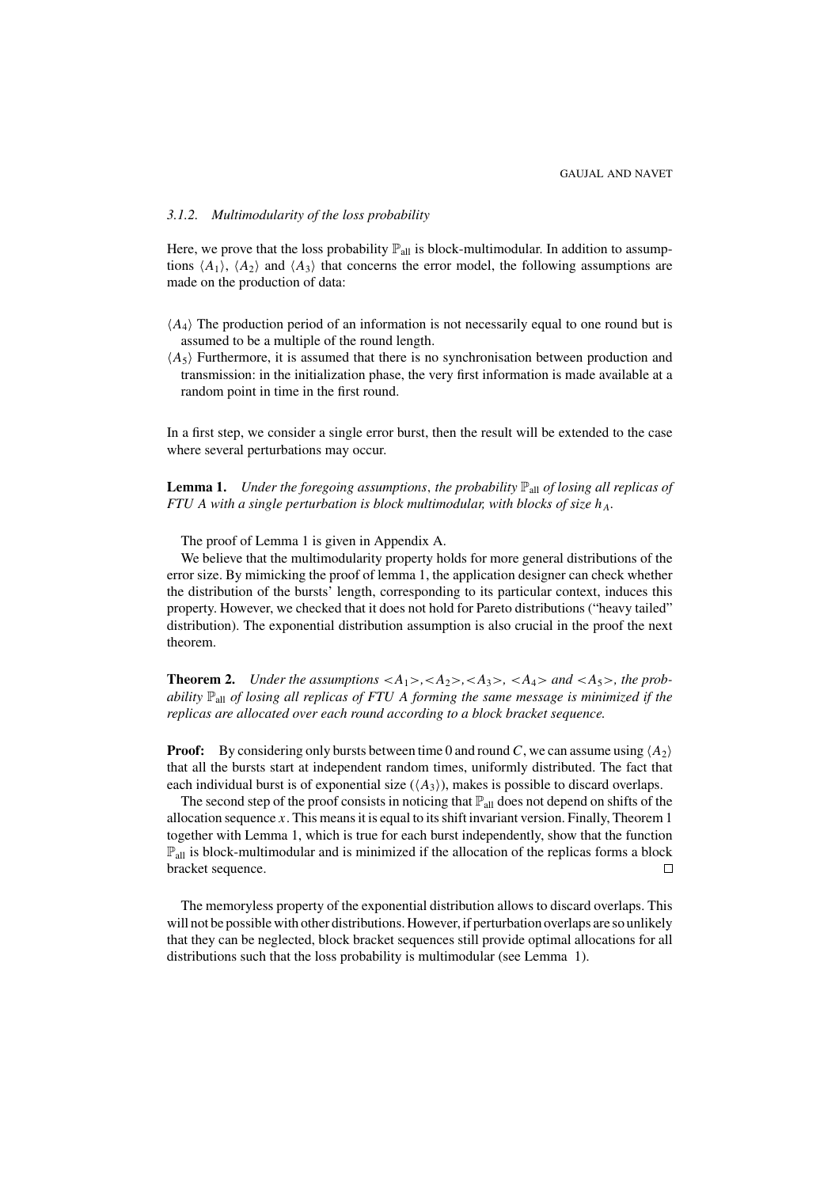### 3.1.2. *Multimodularity of the loss probability*

Here, we prove that the loss probability $\mathbb{P}_{\text{all}}$ is block-multimodular. In addition to assumptions $\langle A_1 \rangle$, $\langle A_2 \rangle$ and $\langle A_3 \rangle$ that concerns the error model, the following assumptions are made on the production of data:

$\langle A_4 \rangle$ The production period of an information is not necessarily equal to one round but is assumed to be a multiple of the round length.

$\langle A_5 \rangle$ Furthermore, it is assumed that there is no synchronisation between production and transmission: in the initialization phase, the very first information is made available at a random point in time in the first round.

In a first step, we consider a single error burst, then the result will be extended to the case where several perturbations may occur.

**Lemma 1.** *Under the foregoing assumptions, the probability $\mathbb{P}_{\text{all}}$ of losing all replicas of FTU A with a single perturbation is block multimodular, with blocks of size $h_A$.*

The proof of Lemma 1 is given in Appendix A.

We believe that the multimodularity property holds for more general distributions of the error size. By mimicking the proof of lemma 1, the application designer can check whether the distribution of the bursts' length, corresponding to its particular context, induces this property. However, we checked that it does not hold for Pareto distributions ("heavy tailed" distribution). The exponential distribution assumption is also crucial in the proof the next theorem.

**Theorem 2.** *Under the assumptions $<A_1>$, $<A_2>$, $<A_3>$, $<A_4>$ and $<A_5>$, the probability $\mathbb{P}_{\text{all}}$ of losing all replicas of FTU A forming the same message is minimized if the replicas are allocated over each round according to a block bracket sequence.*

**Proof:** By considering only bursts between time 0 and round $C$, we can assume using $\langle A_2 \rangle$ that all the bursts start at independent random times, uniformly distributed. The fact that each individual burst is of exponential size ($\langle A_3 \rangle$), makes is possible to discard overlaps.

The second step of the proof consists in noticing that $\mathbb{P}_{\text{all}}$ does not depend on shifts of the allocation sequence $x$. This means it is equal to its shift invariant version. Finally, Theorem 1 together with Lemma 1, which is true for each burst independently, show that the function $\mathbb{P}_{\text{all}}$ is block-multimodular and is minimized if the allocation of the replicas forms a block bracket sequence. □

The memoryless property of the exponential distribution allows to discard overlaps. This will not be possible with other distributions. However, if perturbation overlaps are so unlikely that they can be neglected, block bracket sequences still provide optimal allocations for all distributions such that the loss probability is multimodular (see Lemma 1).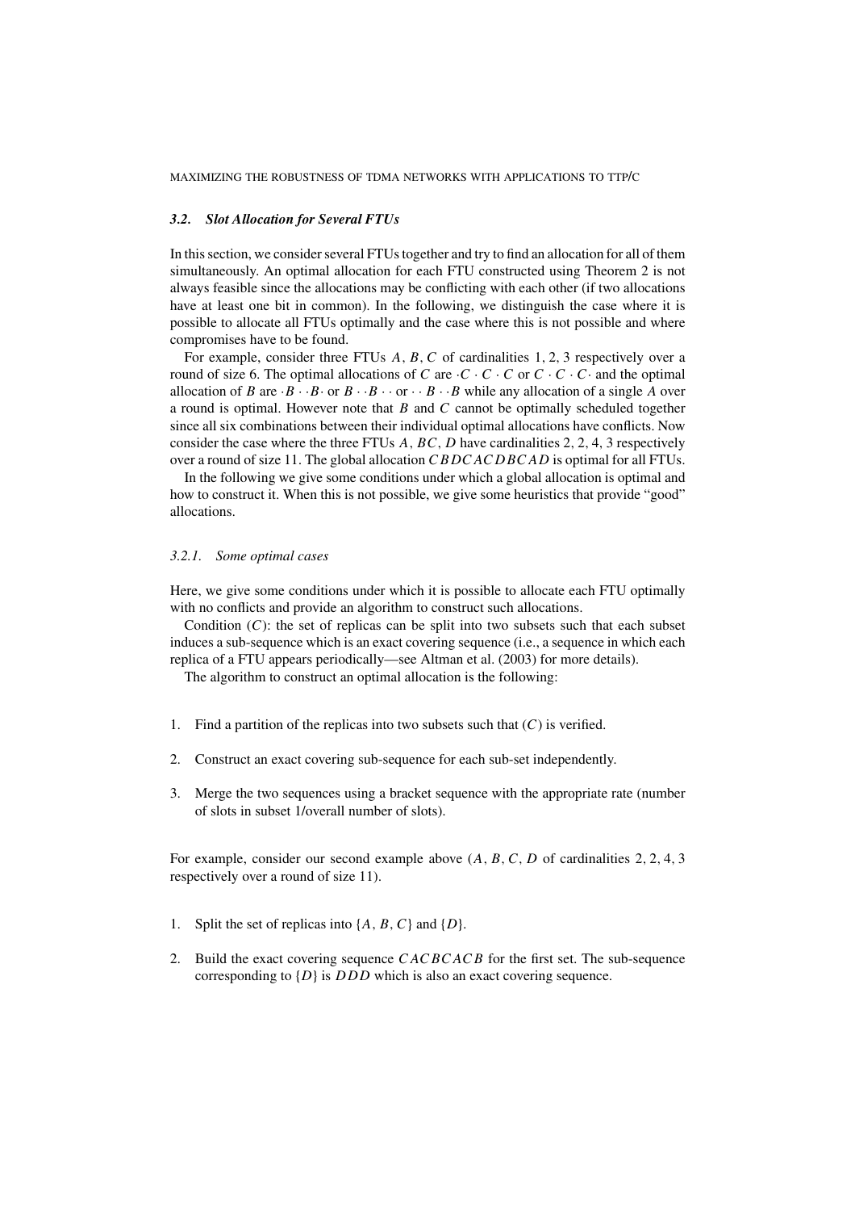### 3.2. *Slot Allocation for Several FTUs*

In this section, we consider several FTUs together and try to find an allocation for all of them simultaneously. An optimal allocation for each FTU constructed using Theorem 2 is not always feasible since the allocations may be conflicting with each other (if two allocations have at least one bit in common). In the following, we distinguish the case where it is possible to allocate all FTUs optimally and the case where this is not possible and where compromises have to be found.

For example, consider three FTUs $A$, $B$, $C$ of cardinalities 1, 2, 3 respectively over a round of size 6. The optimal allocations of $C$ are $\cdot C \cdot C \cdot C$ or $C \cdot C \cdot C \cdot$ and the optimal allocation of $B$ are $\cdot B \cdot \cdot B \cdot$ or $B \cdot \cdot B \cdot \cdot$ or $\cdot \cdot B \cdot \cdot B$ while any allocation of a single $A$ over a round is optimal. However note that $B$ and $C$ cannot be optimally scheduled together since all six combinations between their individual optimal allocations have conflicts. Now consider the case where the three FTUs $A$, $BC$, $D$ have cardinalities 2, 2, 4, 3 respectively over a round of size 11. The global allocation $CBDCACDBCAD$ is optimal for all FTUs.

In the following we give some conditions under which a global allocation is optimal and how to construct it. When this is not possible, we give some heuristics that provide "good" allocations.

#### 3.2.1. *Some optimal cases*

Here, we give some conditions under which it is possible to allocate each FTU optimally with no conflicts and provide an algorithm to construct such allocations.

Condition $(C)$: the set of replicas can be split into two subsets such that each subset induces a sub-sequence which is an exact covering sequence (i.e., a sequence in which each replica of a FTU appears periodically—see Altman et al. (2003) for more details).

The algorithm to construct an optimal allocation is the following:

1. Find a partition of the replicas into two subsets such that $(C)$ is verified.
2. Construct an exact covering sub-sequence for each sub-set independently.
3. Merge the two sequences using a bracket sequence with the appropriate rate (number of slots in subset 1/overall number of slots).

For example, consider our second example above ($A$, $B$, $C$, $D$ of cardinalities 2, 2, 4, 3 respectively over a round of size 11).

1. Split the set of replicas into $\{A, B, C\}$ and $\{D\}$.
2. Build the exact covering sequence $CACBCACB$ for the first set. The sub-sequence corresponding to $\{D\}$ is $DDD$ which is also an exact covering sequence.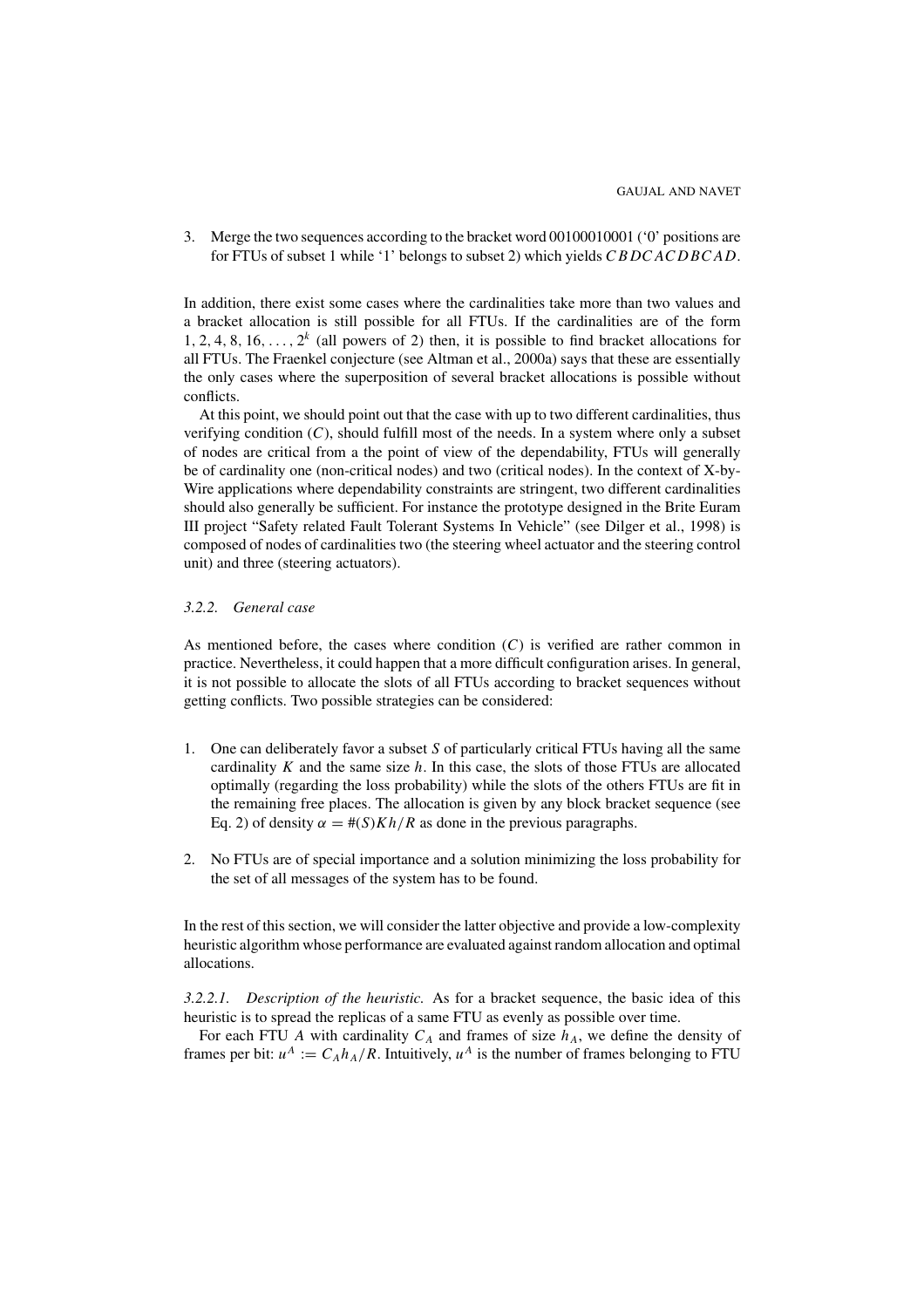3. Merge the two sequences according to the bracket word 00100010001 ('0' positions are for FTUs of subset 1 while '1' belongs to subset 2) which yields $CBDCACDBCAD$.

In addition, there exist some cases where the cardinalities take more than two values and a bracket allocation is still possible for all FTUs. If the cardinalities are of the form $1, 2, 4, 8, 16, \ldots, 2^k$ (all powers of 2) then, it is possible to find bracket allocations for all FTUs. The Fraenkel conjecture (see Altman et al., 2000a) says that these are essentially the only cases where the superposition of several bracket allocations is possible without conflicts.

At this point, we should point out that the case with up to two different cardinalities, thus verifying condition ($C$), should fulfill most of the needs. In a system where only a subset of nodes are critical from a the point of view of the dependability, FTUs will generally be of cardinality one (non-critical nodes) and two (critical nodes). In the context of X-by-Wire applications where dependability constraints are stringent, two different cardinalities should also generally be sufficient. For instance the prototype designed in the Brite Euram III project "Safety related Fault Tolerant Systems In Vehicle" (see Dilger et al., 1998) is composed of nodes of cardinalities two (the steering wheel actuator and the steering control unit) and three (steering actuators).

### 3.2.2. *General case*

As mentioned before, the cases where condition ($C$) is verified are rather common in practice. Nevertheless, it could happen that a more difficult configuration arises. In general, it is not possible to allocate the slots of all FTUs according to bracket sequences without getting conflicts. Two possible strategies can be considered:

1. One can deliberately favor a subset $S$ of particularly critical FTUs having all the same cardinality $K$ and the same size $h$. In this case, the slots of those FTUs are allocated optimally (regarding the loss probability) while the slots of the others FTUs are fit in the remaining free places. The allocation is given by any block bracket sequence (see Eq. 2) of density $\alpha = \#(S)Kh/R$ as done in the previous paragraphs.

2. No FTUs are of special importance and a solution minimizing the loss probability for the set of all messages of the system has to be found.

In the rest of this section, we will consider the latter objective and provide a low-complexity heuristic algorithm whose performance are evaluated against random allocation and optimal allocations.

*3.2.2.1. Description of the heuristic.* As for a bracket sequence, the basic idea of this heuristic is to spread the replicas of a same FTU as evenly as possible over time.

For each FTU $A$ with cardinality $C_A$ and frames of size $h_A$, we define the density of frames per bit: $u^A := C_A h_A / R$. Intuitively, $u^A$ is the number of frames belonging to FTU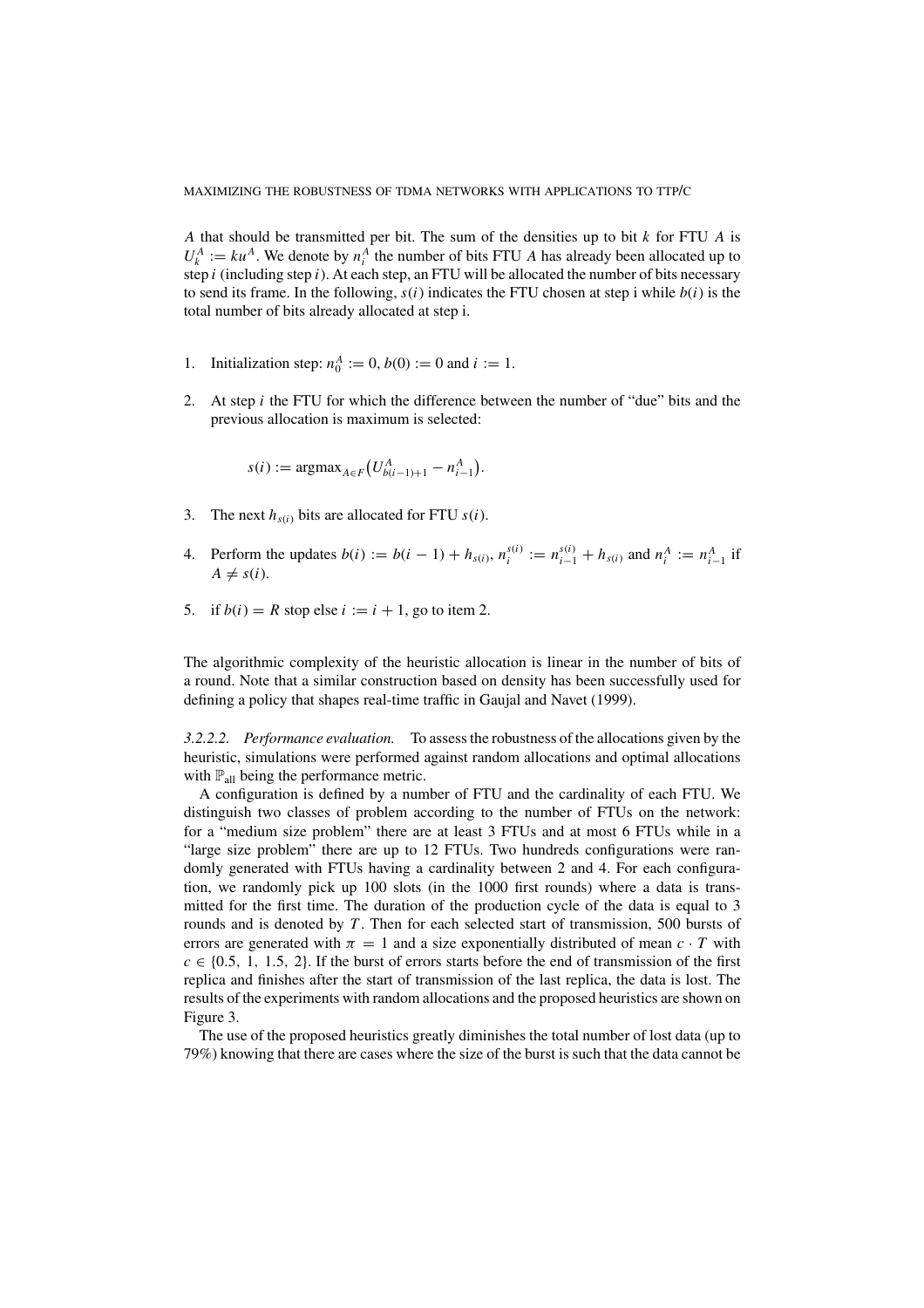$A$ that should be transmitted per bit. The sum of the densities up to bit $k$ for FTU $A$ is $U_k^A := ku^A$. We denote by $n_i^A$ the number of bits FTU $A$ has already been allocated up to step $i$ (including step $i$). At each step, an FTU will be allocated the number of bits necessary to send its frame. In the following, $s(i)$ indicates the FTU chosen at step i while $b(i)$ is the total number of bits already allocated at step i.

1. Initialization step: $n_0^A := 0$, $b(0) := 0$ and $i := 1$.

2. At step $i$ the FTU for which the difference between the number of "due" bits and the previous allocation is maximum is selected:

$$s(i) := \text{argmax}_{A \in F}\left(U_{b(i-1)+1}^A - n_{i-1}^A\right).$$

3. The next $h_{s(i)}$ bits are allocated for FTU $s(i)$.

4. Perform the updates $b(i) := b(i-1) + h_{s(i)}$, $n_i^{s(i)} := n_{i-1}^{s(i)} + h_{s(i)}$ and $n_i^A := n_{i-1}^A$ if $A \neq s(i)$.

5. if $b(i) = R$ stop else $i := i + 1$, go to item 2.

The algorithmic complexity of the heuristic allocation is linear in the number of bits of a round. Note that a similar construction based on density has been successfully used for defining a policy that shapes real-time traffic in Gaujal and Navet (1999).

*3.2.2.2. Performance evaluation.* To assess the robustness of the allocations given by the heuristic, simulations were performed against random allocations and optimal allocations with $\mathbb{P}_{\text{all}}$ being the performance metric.

A configuration is defined by a number of FTU and the cardinality of each FTU. We distinguish two classes of problem according to the number of FTUs on the network: for a "medium size problem" there are at least 3 FTUs and at most 6 FTUs while in a "large size problem" there are up to 12 FTUs. Two hundreds configurations were randomly generated with FTUs having a cardinality between 2 and 4. For each configuration, we randomly pick up 100 slots (in the 1000 first rounds) where a data is transmitted for the first time. The duration of the production cycle of the data is equal to 3 rounds and is denoted by $T$. Then for each selected start of transmission, 500 bursts of errors are generated with $\pi = 1$ and a size exponentially distributed of mean $c \cdot T$ with $c \in \{0.5, 1, 1.5, 2\}$. If the burst of errors starts before the end of transmission of the first replica and finishes after the start of transmission of the last replica, the data is lost. The results of the experiments with random allocations and the proposed heuristics are shown on Figure 3.

The use of the proposed heuristics greatly diminishes the total number of lost data (up to 79%) knowing that there are cases where the size of the burst is such that the data cannot be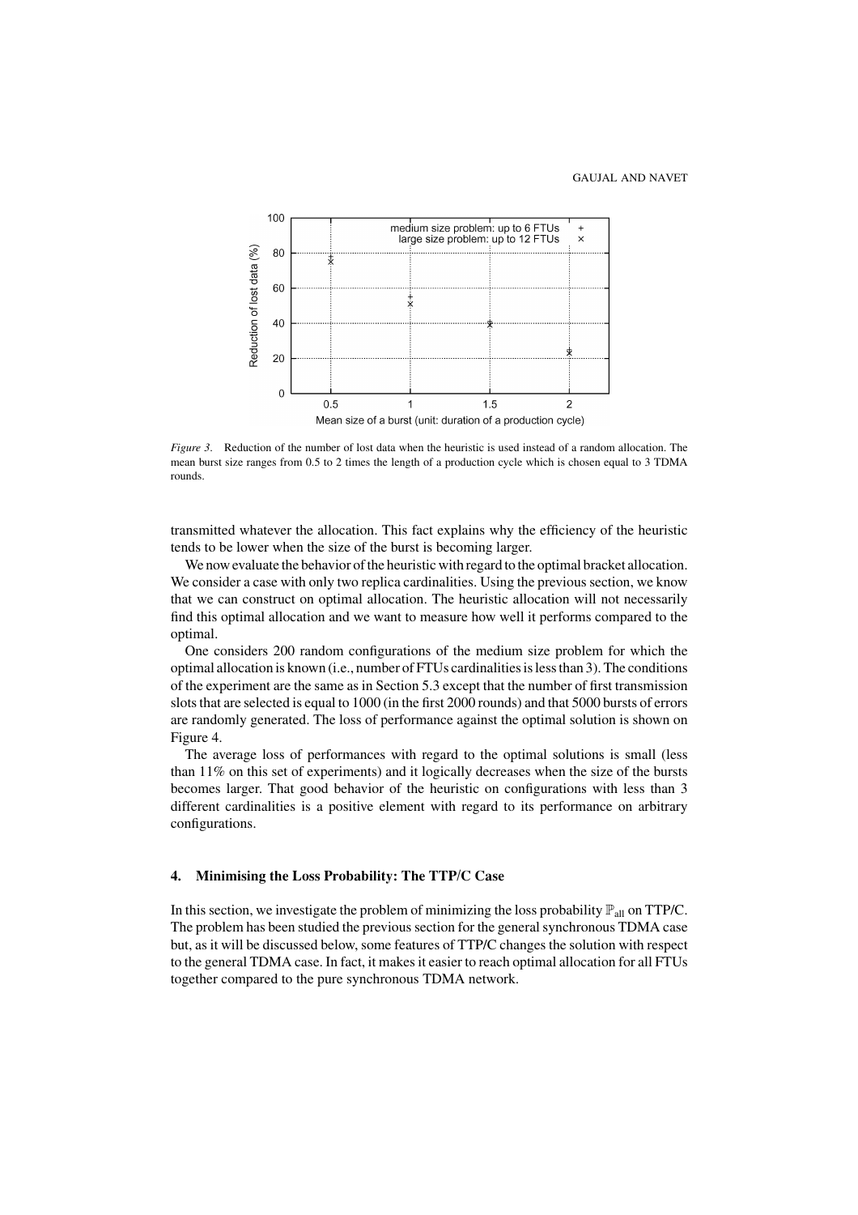*Figure 3*. Reduction of the number of lost data when the heuristic is used instead of a random allocation. The mean burst size ranges from 0.5 to 2 times the length of a production cycle which is chosen equal to 3 TDMA rounds.

transmitted whatever the allocation. This fact explains why the efficiency of the heuristic tends to be lower when the size of the burst is becoming larger.

We now evaluate the behavior of the heuristic with regard to the optimal bracket allocation. We consider a case with only two replica cardinalities. Using the previous section, we know that we can construct on optimal allocation. The heuristic allocation will not necessarily find this optimal allocation and we want to measure how well it performs compared to the optimal.

One considers 200 random configurations of the medium size problem for which the optimal allocation is known (i.e., number of FTUs cardinalities is less than 3). The conditions of the experiment are the same as in Section 5.3 except that the number of first transmission slots that are selected is equal to 1000 (in the first 2000 rounds) and that 5000 bursts of errors are randomly generated. The loss of performance against the optimal solution is shown on Figure 4.

The average loss of performances with regard to the optimal solutions is small (less than 11% on this set of experiments) and it logically decreases when the size of the bursts becomes larger. That good behavior of the heuristic on configurations with less than 3 different cardinalities is a positive element with regard to its performance on arbitrary configurations.

## 4. Minimising the Loss Probability: The TTP/C Case

In this section, we investigate the problem of minimizing the loss probability $\mathbb{P}_{\text{all}}$ on TTP/C. The problem has been studied the previous section for the general synchronous TDMA case but, as it will be discussed below, some features of TTP/C changes the solution with respect to the general TDMA case. In fact, it makes it easier to reach optimal allocation for all FTUs together compared to the pure synchronous TDMA network.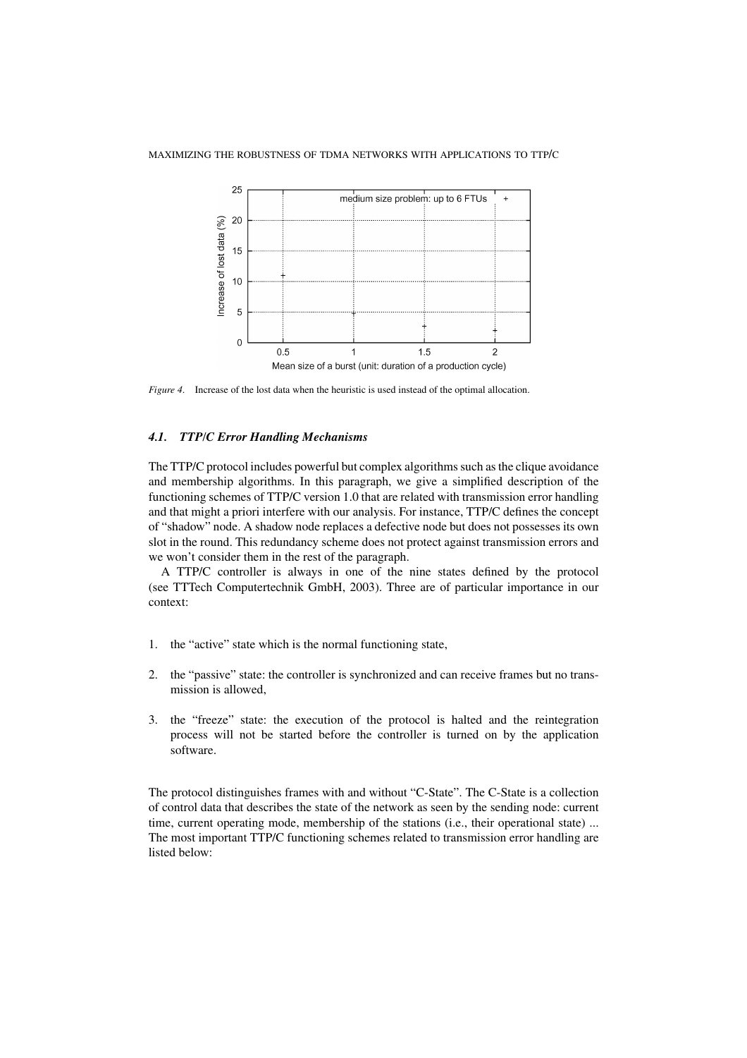*Figure 4*. Increase of the lost data when the heuristic is used instead of the optimal allocation.

### *4.1. TTP/C Error Handling Mechanisms*

The TTP/C protocol includes powerful but complex algorithms such as the clique avoidance and membership algorithms. In this paragraph, we give a simplified description of the functioning schemes of TTP/C version 1.0 that are related with transmission error handling and that might a priori interfere with our analysis. For instance, TTP/C defines the concept of "shadow" node. A shadow node replaces a defective node but does not possesses its own slot in the round. This redundancy scheme does not protect against transmission errors and we won't consider them in the rest of the paragraph.

A TTP/C controller is always in one of the nine states defined by the protocol (see TTTech Computertechnik GmbH, 2003). Three are of particular importance in our context:

1. the "active" state which is the normal functioning state,
2. the "passive" state: the controller is synchronized and can receive frames but no transmission is allowed,
3. the "freeze" state: the execution of the protocol is halted and the reintegration process will not be started before the controller is turned on by the application software.

The protocol distinguishes frames with and without "C-State". The C-State is a collection of control data that describes the state of the network as seen by the sending node: current time, current operating mode, membership of the stations (i.e., their operational state) ... The most important TTP/C functioning schemes related to transmission error handling are listed below: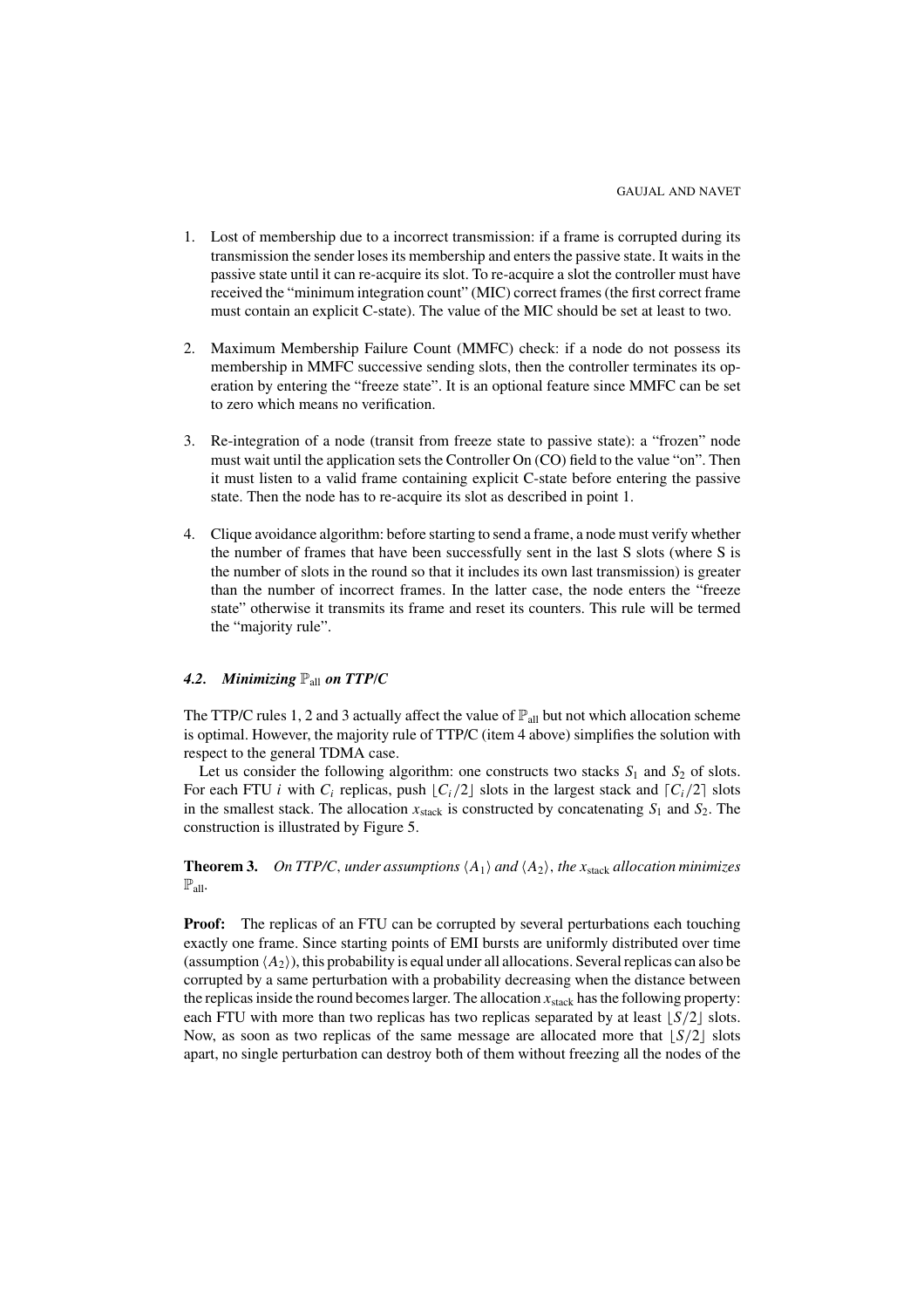1. Lost of membership due to a incorrect transmission: if a frame is corrupted during its transmission the sender loses its membership and enters the passive state. It waits in the passive state until it can re-acquire its slot. To re-acquire a slot the controller must have received the "minimum integration count" (MIC) correct frames (the first correct frame must contain an explicit C-state). The value of the MIC should be set at least to two.

2. Maximum Membership Failure Count (MMFC) check: if a node do not possess its membership in MMFC successive sending slots, then the controller terminates its operation by entering the "freeze state". It is an optional feature since MMFC can be set to zero which means no verification.

3. Re-integration of a node (transit from freeze state to passive state): a "frozen" node must wait until the application sets the Controller On (CO) field to the value "on". Then it must listen to a valid frame containing explicit C-state before entering the passive state. Then the node has to re-acquire its slot as described in point 1.

4. Clique avoidance algorithm: before starting to send a frame, a node must verify whether the number of frames that have been successfully sent in the last S slots (where S is the number of slots in the round so that it includes its own last transmission) is greater than the number of incorrect frames. In the latter case, the node enters the "freeze state" otherwise it transmits its frame and reset its counters. This rule will be termed the "majority rule".

### *4.2. Minimizing $\mathbb{P}_{\text{all}}$ on TTP/C*

The TTP/C rules 1, 2 and 3 actually affect the value of $\mathbb{P}_{\text{all}}$ but not which allocation scheme is optimal. However, the majority rule of TTP/C (item 4 above) simplifies the solution with respect to the general TDMA case.

Let us consider the following algorithm: one constructs two stacks $S_1$ and $S_2$ of slots. For each FTU $i$ with $C_i$ replicas, push $\lfloor C_i/2 \rfloor$ slots in the largest stack and $\lceil C_i/2 \rceil$ slots in the smallest stack. The allocation $x_{\text{stack}}$ is constructed by concatenating $S_1$ and $S_2$. The construction is illustrated by Figure 5.

**Theorem 3.** *On TTP/C, under assumptions $\langle A_1 \rangle$ and $\langle A_2 \rangle$, the $x_{\text{stack}}$ allocation minimizes $\mathbb{P}_{\text{all}}$.*

**Proof:** The replicas of an FTU can be corrupted by several perturbations each touching exactly one frame. Since starting points of EMI bursts are uniformly distributed over time (assumption $\langle A_2 \rangle$), this probability is equal under all allocations. Several replicas can also be corrupted by a same perturbation with a probability decreasing when the distance between the replicas inside the round becomes larger. The allocation $x_{\text{stack}}$ has the following property: each FTU with more than two replicas has two replicas separated by at least $\lfloor S/2 \rfloor$ slots. Now, as soon as two replicas of the same message are allocated more that $\lfloor S/2 \rfloor$ slots apart, no single perturbation can destroy both of them without freezing all the nodes of the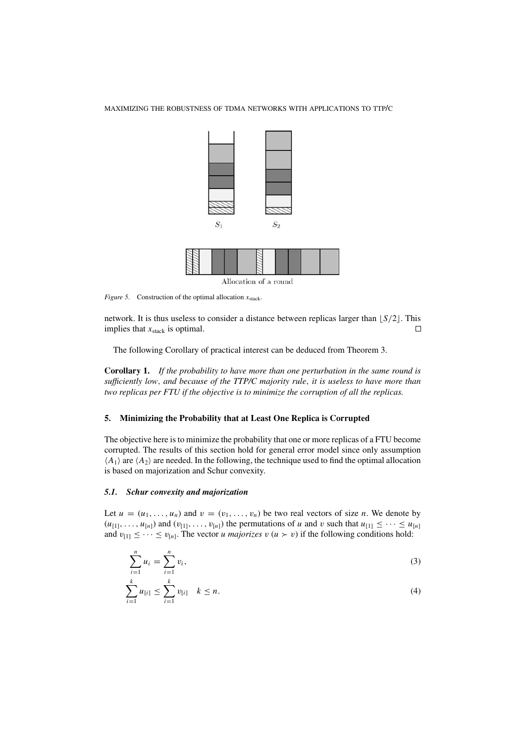*Figure 5.* Construction of the optimal allocation $x_{\text{stack}}$.

network. It is thus useless to consider a distance between replicas larger than $\lfloor S/2 \rfloor$. This implies that $x_{\text{stack}}$ is optimal. □

The following Corollary of practical interest can be deduced from Theorem 3.

**Corollary 1.** *If the probability to have more than one perturbation in the same round is sufficiently low, and because of the TTP/C majority rule, it is useless to have more than two replicas per FTU if the objective is to minimize the corruption of all the replicas.*

## 5. Minimizing the Probability that at Least One Replica is Corrupted

The objective here is to minimize the probability that one or more replicas of a FTU become corrupted. The results of this section hold for general error model since only assumption $\langle A_1 \rangle$ are $\langle A_2 \rangle$ are needed. In the following, the technique used to find the optimal allocation is based on majorization and Schur convexity.

### 5.1. *Schur convexity and majorization*

Let $u = (u_1, \ldots, u_n)$ and $v = (v_1, \ldots, v_n)$ be two real vectors of size $n$. We denote by $(u_{[1]}, \ldots, u_{[n]})$ and $(v_{[1]}, \ldots, v_{[n]})$ the permutations of $u$ and $v$ such that $u_{[1]} \leq \cdots \leq u_{[n]}$ and $v_{[1]} \leq \cdots \leq v_{[n]}$. The vector *u majorizes* $v$ ($u \succ v$) if the following conditions hold:

$$\sum_{i=1}^{n} u_i = \sum_{i=1}^{n} v_i, \tag{3}$$

$$\sum_{i=1}^{k} u_{[i]} \leq \sum_{i=1}^{k} v_{[i]} \quad k \leq n. \tag{4}$$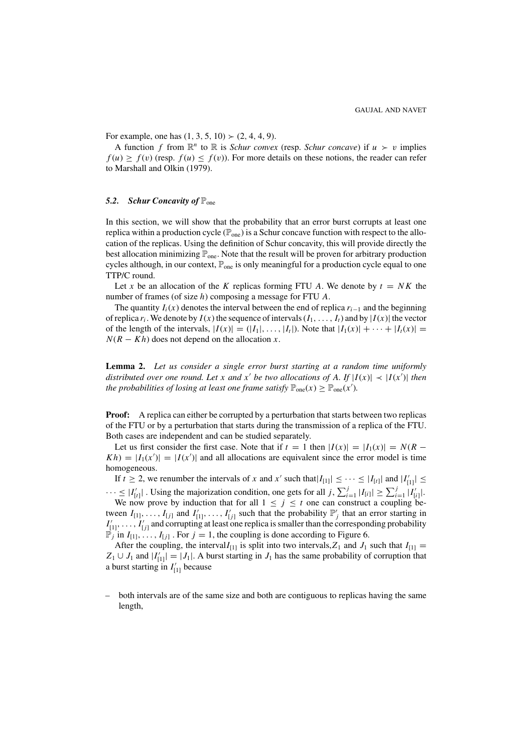For example, one has $(1, 3, 5, 10) \succ (2, 4, 4, 9)$.

A function $f$ from $\mathbb{R}^n$ to $\mathbb{R}$ is *Schur convex* (resp. *Schur concave*) if $u \succ v$ implies $f(u) \geq f(v)$ (resp. $f(u) \leq f(v)$). For more details on these notions, the reader can refer to Marshall and Olkin (1979).

### 5.2. *Schur Concavity of* $\mathbb{P}_{\text{one}}$

In this section, we will show that the probability that an error burst corrupts at least one replica within a production cycle ($\mathbb{P}_{\text{one}}$) is a Schur concave function with respect to the allocation of the replicas. Using the definition of Schur concavity, this will provide directly the best allocation minimizing $\mathbb{P}_{\text{one}}$. Note that the result will be proven for arbitrary production cycles although, in our context, $\mathbb{P}_{\text{one}}$ is only meaningful for a production cycle equal to one TTP/C round.

Let $x$ be an allocation of the $K$ replicas forming FTU $A$. We denote by $t = NK$ the number of frames (of size $h$) composing a message for FTU $A$.

The quantity $I_i(x)$ denotes the interval between the end of replica $r_{i-1}$ and the beginning of replica $r_i$. We denote by $I(x)$ the sequence of intervals $(I_1, \ldots, I_t)$ and by $|I(x)|$ the vector of the length of the intervals, $|I(x)| = (|I_1|, \ldots, |I_t|)$. Note that $|I_1(x)| + \cdots + |I_t(x)| = N(R - Kh)$ does not depend on the allocation $x$.

**Lemma 2.** *Let us consider a single error burst starting at a random time uniformly distributed over one round. Let $x$ and $x'$ be two allocations of $A$. If $|I(x)| \prec |I(x')|$ then the probabilities of losing at least one frame satisfy $\mathbb{P}_{\text{one}}(x) \geq \mathbb{P}_{\text{one}}(x')$.*

**Proof:** A replica can either be corrupted by a perturbation that starts between two replicas of the FTU or by a perturbation that starts during the transmission of a replica of the FTU. Both cases are independent and can be studied separately.

Let us first consider the first case. Note that if $t = 1$ then $|I(x)| = |I_1(x)| = N(R - Kh) = |I_1(x')| = |I(x')|$ and all allocations are equivalent since the error model is time homogeneous.

If $t \geq 2$, we renumber the intervals of $x$ and $x'$ such that $|I_{[1]}| \leq \cdots \leq |I_{[t]}|$ and $|I'_{[1]}| \leq \cdots \leq |I'_{[t]}|$. Using the majorization condition, one gets for all $j$, $\sum_{i=1}^{j} |I_{[i]}| \geq \sum_{i=1}^{j} |I'_{[i]}|$.

We now prove by induction that for all $1 \leq j \leq t$ one can construct a coupling between $I_{[1]}, \ldots, I_{[j]}$ and $I'_{[1]}, \ldots, I'_{[j]}$ such that the probability $\mathbb{P}'_j$ that an error starting in $I'_{[1]}, \ldots, I'_{[j]}$ and corrupting at least one replica is smaller than the corresponding probability $\mathbb{P}_j$ in $I_{[1]}, \ldots, I_{[j]}$. For $j = 1$, the coupling is done according to Figure 6.

After the coupling, the interval $I_{[1]}$ is split into two intervals, $Z_1$ and $J_1$ such that $I_{[1]} = Z_1 \cup J_1$ and $|I'_{[1]}| = |J_1|$. A burst starting in $J_1$ has the same probability of corruption that a burst starting in $I'_{[1]}$ because

- both intervals are of the same size and both are contiguous to replicas having the same length,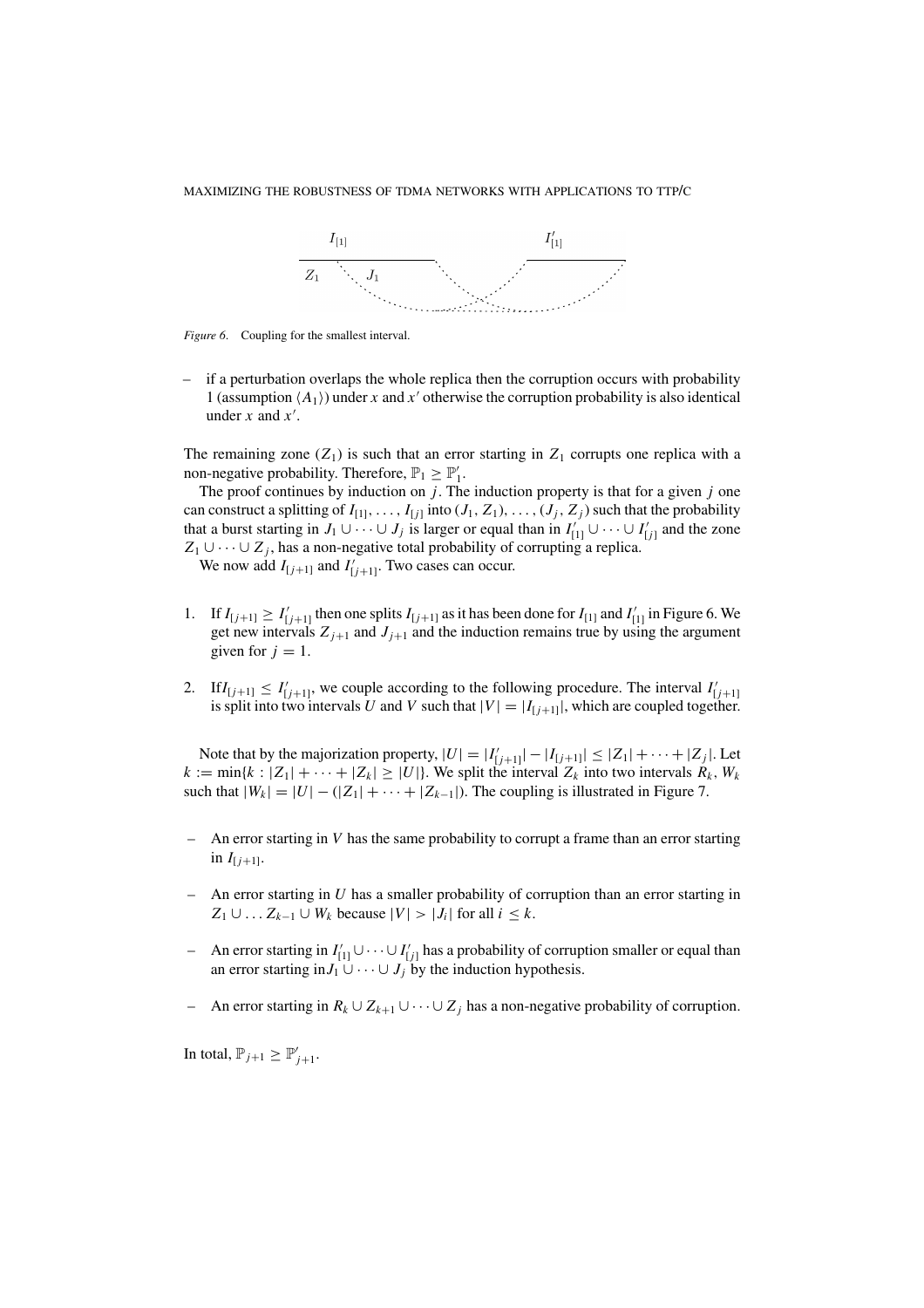*Figure 6*. Coupling for the smallest interval.

- if a perturbation overlaps the whole replica then the corruption occurs with probability 1 (assumption $\langle A_1 \rangle$) under $x$ and $x'$ otherwise the corruption probability is also identical under $x$ and $x'$.

The remaining zone ($Z_1$) is such that an error starting in $Z_1$ corrupts one replica with a non-negative probability. Therefore, $\mathbb{P}_1 \geq \mathbb{P}'_1$.

The proof continues by induction on $j$. The induction property is that for a given $j$ one can construct a splitting of $I_{[1]}, \ldots, I_{[j]}$ into $(J_1, Z_1), \ldots, (J_j, Z_j)$ such that the probability that a burst starting in $J_1 \cup \cdots \cup J_j$ is larger or equal than in $I'_{[1]} \cup \cdots \cup I'_{[j]}$ and the zone $Z_1 \cup \cdots \cup Z_j$, has a non-negative total probability of corrupting a replica.

We now add $I_{[j+1]}$ and $I'_{[j+1]}$. Two cases can occur.

1. If $I_{[j+1]} \geq I'_{[j+1]}$ then one splits $I_{[j+1]}$ as it has been done for $I_{[1]}$ and $I'_{[1]}$ in Figure 6. We get new intervals $Z_{j+1}$ and $J_{j+1}$ and the induction remains true by using the argument given for $j = 1$.

2. If$I_{[j+1]} \leq I'_{[j+1]}$, we couple according to the following procedure. The interval $I'_{[j+1]}$ is split into two intervals $U$ and $V$ such that $|V| = |I_{[j+1]}|$, which are coupled together.

Note that by the majorization property, $|U| = |I'_{[j+1]}| - |I_{[j+1]}| \leq |Z_1| + \cdots + |Z_j|$. Let $k := \min\{k : |Z_1| + \cdots + |Z_k| \geq |U|\}$. We split the interval $Z_k$ into two intervals $R_k, W_k$ such that $|W_k| = |U| - (|Z_1| + \cdots + |Z_{k-1}|)$. The coupling is illustrated in Figure 7.

- An error starting in $V$ has the same probability to corrupt a frame than an error starting in $I_{[j+1]}$.
- An error starting in $U$ has a smaller probability of corruption than an error starting in $Z_1 \cup \ldots Z_{k-1} \cup W_k$ because $|V| > |J_i|$ for all $i \leq k$.
- An error starting in $I'_{[1]} \cup \cdots \cup I'_{[j]}$ has a probability of corruption smaller or equal than an error starting in$J_1 \cup \cdots \cup J_j$ by the induction hypothesis.
- An error starting in $R_k \cup Z_{k+1} \cup \cdots \cup Z_j$ has a non-negative probability of corruption.

In total, $\mathbb{P}_{j+1} \geq \mathbb{P}'_{j+1}$.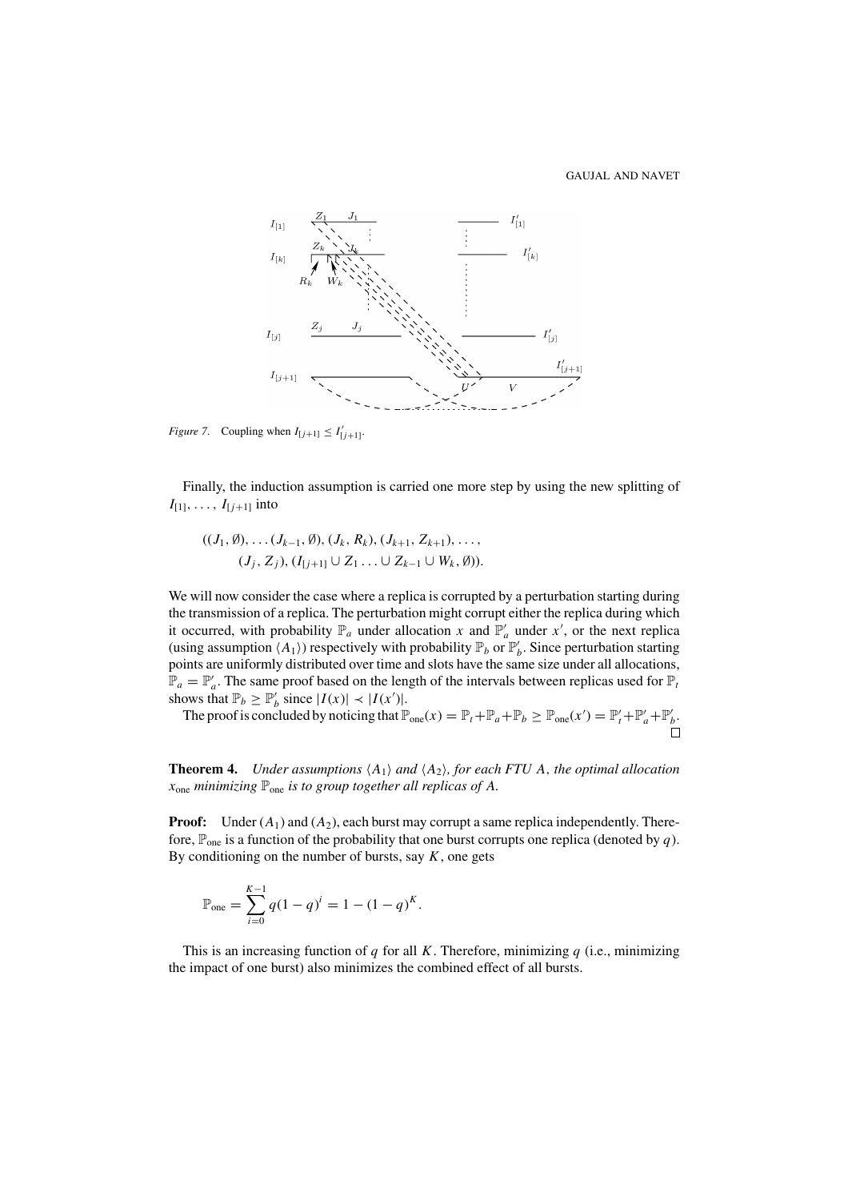*Figure 7.* Coupling when $I_{[j+1]} \leq I'_{[j+1]}$.

Finally, the induction assumption is carried one more step by using the new splitting of $I_{[1]}, \ldots, I_{[j+1]}$ into

$$((J_1, \emptyset), \ldots (J_{k-1}, \emptyset), (J_k, R_k), (J_{k+1}, Z_{k+1}), \ldots,$$
$$(J_j, Z_j), (I_{[j+1]} \cup Z_1 \ldots \cup Z_{k-1} \cup W_k, \emptyset)).$$

We will now consider the case where a replica is corrupted by a perturbation starting during the transmission of a replica. The perturbation might corrupt either the replica during which it occurred, with probability $\mathbb{P}_a$ under allocation $x$ and $\mathbb{P}'_a$ under $x'$, or the next replica (using assumption $\langle A_1 \rangle$) respectively with probability $\mathbb{P}_b$ or $\mathbb{P}'_b$. Since perturbation starting points are uniformly distributed over time and slots have the same size under all allocations, $\mathbb{P}_a = \mathbb{P}'_a$. The same proof based on the length of the intervals between replicas used for $\mathbb{P}_t$ shows that $\mathbb{P}_b \geq \mathbb{P}'_b$ since $|I(x)| \prec |I(x')|$.

The proof is concluded by noticing that $\mathbb{P}_{\text{one}}(x) = \mathbb{P}_t + \mathbb{P}_a + \mathbb{P}_b \geq \mathbb{P}_{\text{one}}(x') = \mathbb{P}'_t + \mathbb{P}'_a + \mathbb{P}'_b$. □

**Theorem 4.** *Under assumptions $\langle A_1 \rangle$ and $\langle A_2 \rangle$, for each FTU $A$, the optimal allocation $x_{\text{one}}$ minimizing $\mathbb{P}_{\text{one}}$ is to group together all replicas of $A$.*

**Proof:** Under $(A_1)$ and $(A_2)$, each burst may corrupt a same replica independently. Therefore, $\mathbb{P}_{\text{one}}$ is a function of the probability that one burst corrupts one replica (denoted by $q$). By conditioning on the number of bursts, say $K$, one gets

$$\mathbb{P}_{\text{one}} = \sum_{i=0}^{K-1} q(1-q)^i = 1 - (1-q)^K.$$

This is an increasing function of $q$ for all $K$. Therefore, minimizing $q$ (i.e., minimizing the impact of one burst) also minimizes the combined effect of all bursts.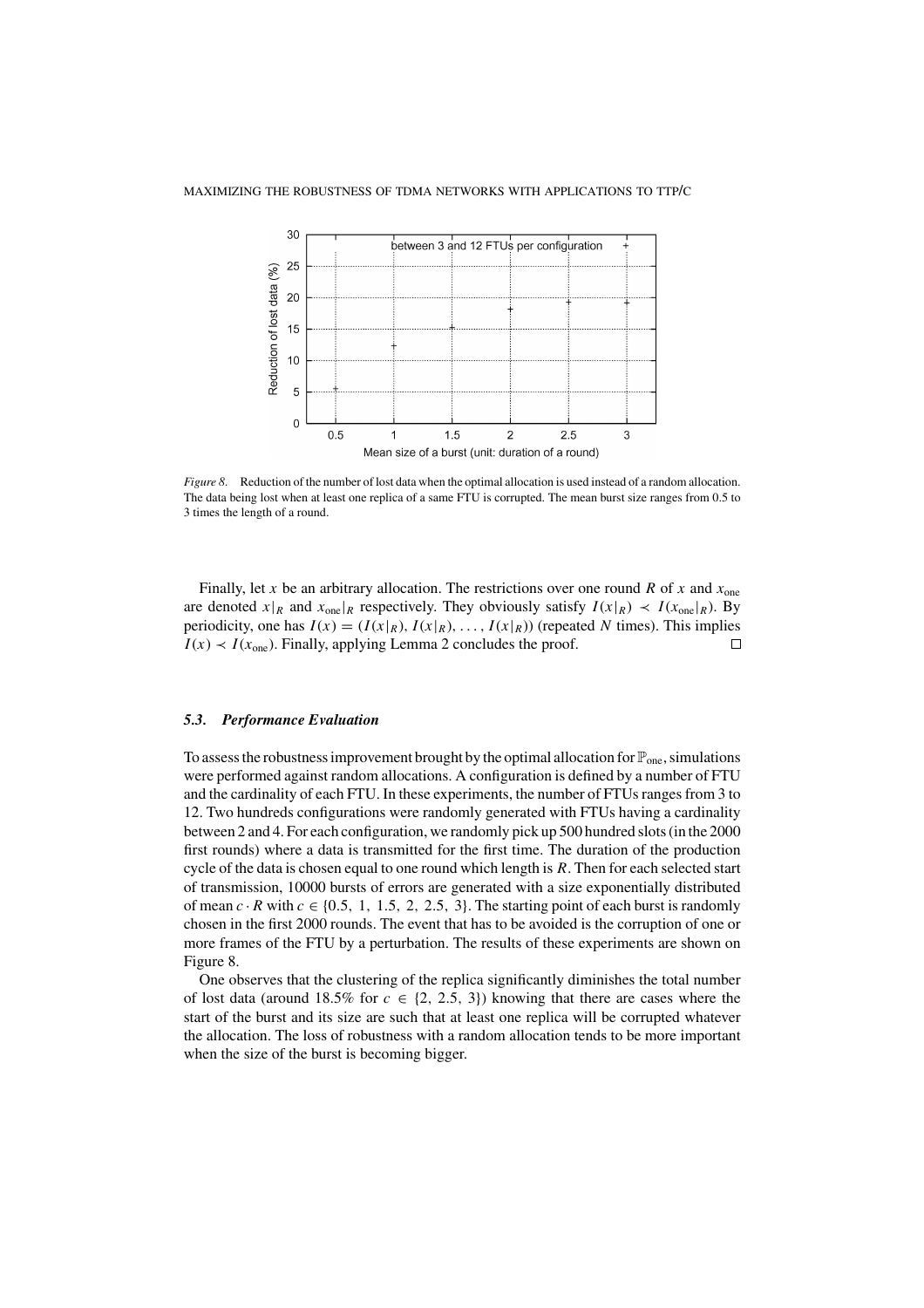*Figure 8.* Reduction of the number of lost data when the optimal allocation is used instead of a random allocation. The data being lost when at least one replica of a same FTU is corrupted. The mean burst size ranges from 0.5 to 3 times the length of a round.

Finally, let $x$ be an arbitrary allocation. The restrictions over one round $R$ of $x$ and $x_{\text{one}}$ are denoted $x|_R$ and $x_{\text{one}}|_R$ respectively. They obviously satisfy $I(x|_R) \prec I(x_{\text{one}}|_R)$. By periodicity, one has $I(x) = (I(x|_R), I(x|_R), \ldots, I(x|_R))$ (repeated $N$ times). This implies $I(x) \prec I(x_{\text{one}})$. Finally, applying Lemma 2 concludes the proof. □

### *5.3. Performance Evaluation*

To assess the robustness improvement brought by the optimal allocation for $\mathbb{P}_{\text{one}}$, simulations were performed against random allocations. A configuration is defined by a number of FTU and the cardinality of each FTU. In these experiments, the number of FTUs ranges from 3 to 12. Two hundreds configurations were randomly generated with FTUs having a cardinality between 2 and 4. For each configuration, we randomly pick up 500 hundred slots (in the 2000 first rounds) where a data is transmitted for the first time. The duration of the production cycle of the data is chosen equal to one round which length is $R$. Then for each selected start of transmission, 10000 bursts of errors are generated with a size exponentially distributed of mean $c \cdot R$ with $c \in \{0.5, 1, 1.5, 2, 2.5, 3\}$. The starting point of each burst is randomly chosen in the first 2000 rounds. The event that has to be avoided is the corruption of one or more frames of the FTU by a perturbation. The results of these experiments are shown on Figure 8.

One observes that the clustering of the replica significantly diminishes the total number of lost data (around 18.5% for $c \in \{2, 2.5, 3\}$) knowing that there are cases where the start of the burst and its size are such that at least one replica will be corrupted whatever the allocation. The loss of robustness with a random allocation tends to be more important when the size of the burst is becoming bigger.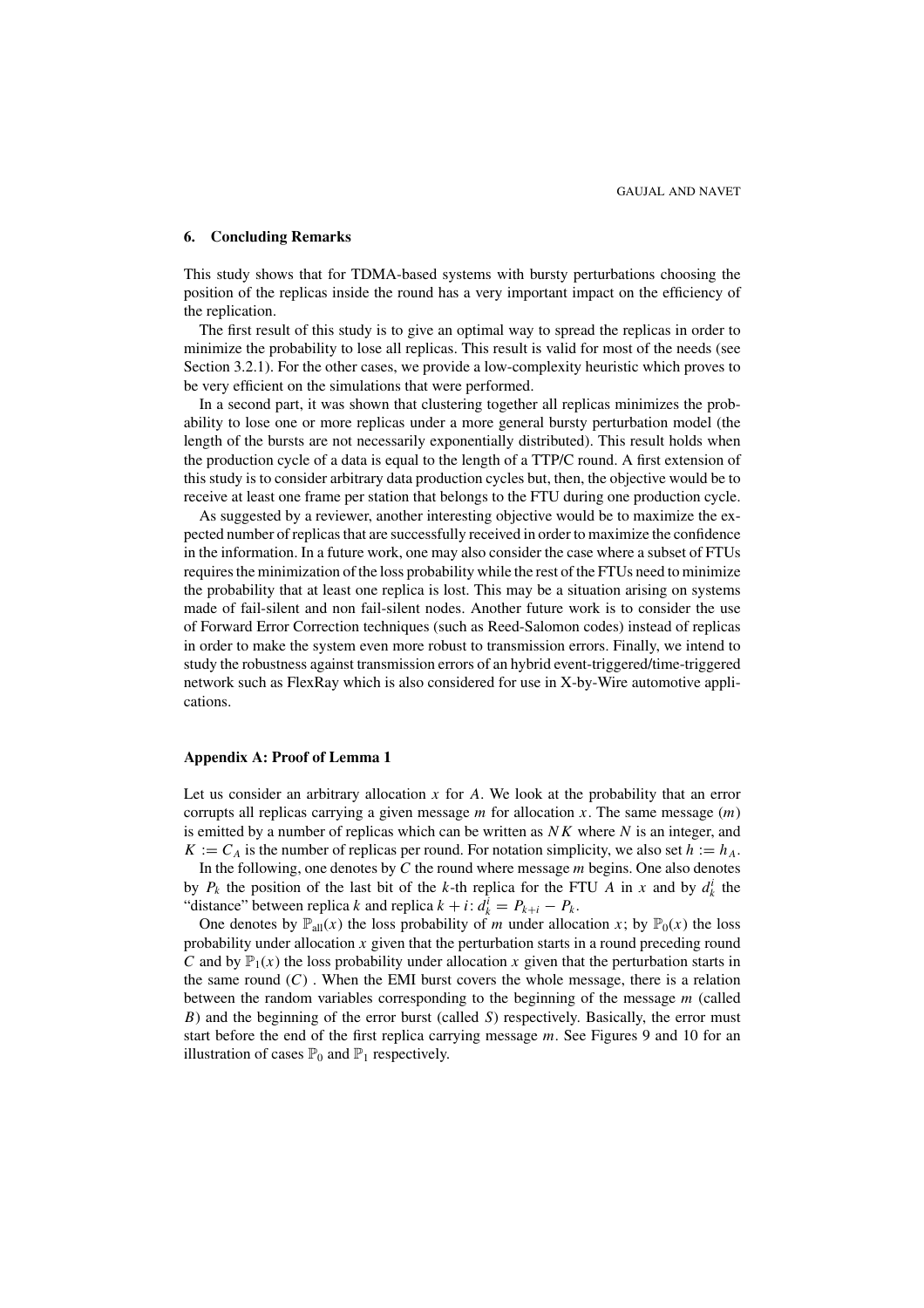## 6. Concluding Remarks

This study shows that for TDMA-based systems with bursty perturbations choosing the position of the replicas inside the round has a very important impact on the efficiency of the replication.

The first result of this study is to give an optimal way to spread the replicas in order to minimize the probability to lose all replicas. This result is valid for most of the needs (see Section 3.2.1). For the other cases, we provide a low-complexity heuristic which proves to be very efficient on the simulations that were performed.

In a second part, it was shown that clustering together all replicas minimizes the probability to lose one or more replicas under a more general bursty perturbation model (the length of the bursts are not necessarily exponentially distributed). This result holds when the production cycle of a data is equal to the length of a TTP/C round. A first extension of this study is to consider arbitrary data production cycles but, then, the objective would be to receive at least one frame per station that belongs to the FTU during one production cycle.

As suggested by a reviewer, another interesting objective would be to maximize the expected number of replicas that are successfully received in order to maximize the confidence in the information. In a future work, one may also consider the case where a subset of FTUs requires the minimization of the loss probability while the rest of the FTUs need to minimize the probability that at least one replica is lost. This may be a situation arising on systems made of fail-silent and non fail-silent nodes. Another future work is to consider the use of Forward Error Correction techniques (such as Reed-Salomon codes) instead of replicas in order to make the system even more robust to transmission errors. Finally, we intend to study the robustness against transmission errors of an hybrid event-triggered/time-triggered network such as FlexRay which is also considered for use in X-by-Wire automotive applications.

### Appendix A: Proof of Lemma 1

Let us consider an arbitrary allocation $x$ for $A$. We look at the probability that an error corrupts all replicas carrying a given message $m$ for allocation $x$. The same message ($m$) is emitted by a number of replicas which can be written as $NK$ where $N$ is an integer, and $K := C_A$ is the number of replicas per round. For notation simplicity, we also set $h := h_A$.

In the following, one denotes by $C$ the round where message $m$ begins. One also denotes by $P_k$ the position of the last bit of the $k$-th replica for the FTU $A$ in $x$ and by $d_k^i$ the "distance" between replica $k$ and replica $k+i$: $d_k^i = P_{k+i} - P_k$.

One denotes by $\mathbb{P}_{\text{all}}(x)$ the loss probability of $m$ under allocation $x$; by $\mathbb{P}_0(x)$ the loss probability under allocation $x$ given that the perturbation starts in a round preceding round $C$ and by $\mathbb{P}_1(x)$ the loss probability under allocation $x$ given that the perturbation starts in the same round $(C)$ . When the EMI burst covers the whole message, there is a relation between the random variables corresponding to the beginning of the message $m$ (called $B$) and the beginning of the error burst (called $S$) respectively. Basically, the error must start before the end of the first replica carrying message $m$. See Figures 9 and 10 for an illustration of cases $\mathbb{P}_0$ and $\mathbb{P}_1$ respectively.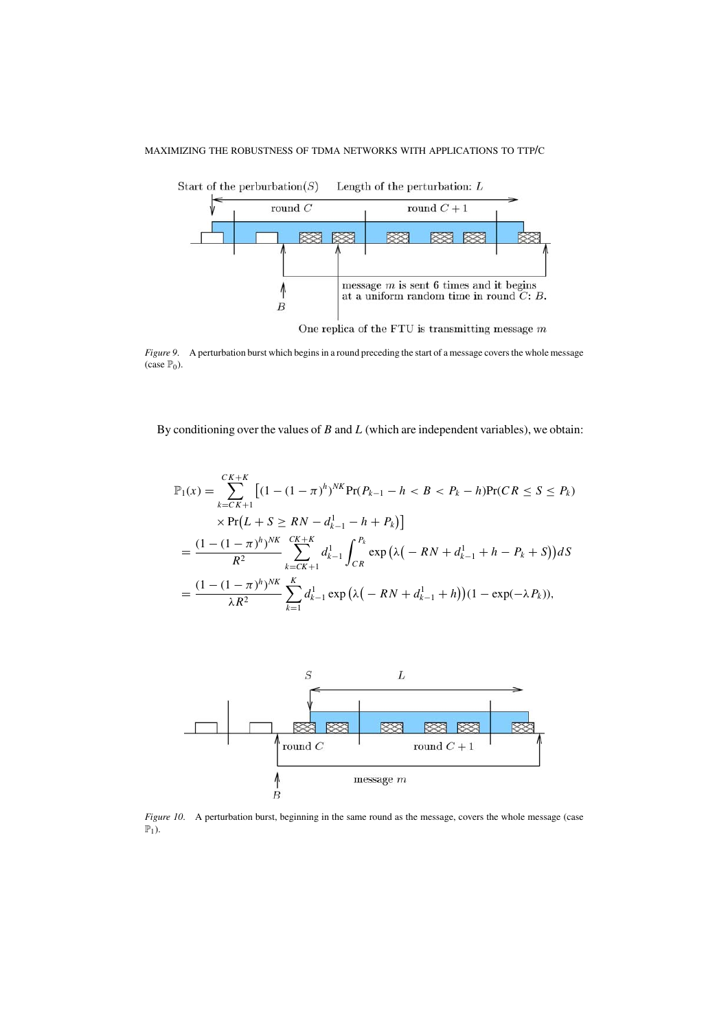*Figure 9.* A perturbation burst which begins in a round preceding the start of a message covers the whole message (case $\mathbb{P}_0$).

By conditioning over the values of $B$ and $L$ (which are independent variables), we obtain:

$$
\begin{aligned}
\mathbb{P}_1(x) &= \sum_{k=CK+1}^{CK+K} \left[ (1-(1-\pi)^h)^{NK} \Pr(P_{k-1} - h < B < P_k - h) \Pr(CR \leq S \leq P_k) \right. \\
&\quad \left. \times \Pr\big(L + S \geq RN - d^1_{k-1} - h + P_k\big) \right] \\
&= \frac{(1-(1-\pi)^h)^{NK}}{R^2} \sum_{k=CK+1}^{CK+K} d^1_{k-1} \int_{CR}^{P_k} \exp\big(\lambda\big(-RN + d^1_{k-1} + h - P_k + S\big)\big) dS \\
&= \frac{(1-(1-\pi)^h)^{NK}}{\lambda R^2} \sum_{k=1}^{K} d^1_{k-1} \exp\big(\lambda\big(-RN + d^1_{k-1} + h\big)\big)(1 - \exp(-\lambda P_k)),
\end{aligned}
$$

*Figure 10.* A perturbation burst, beginning in the same round as the message, covers the whole message (case $\mathbb{P}_1$).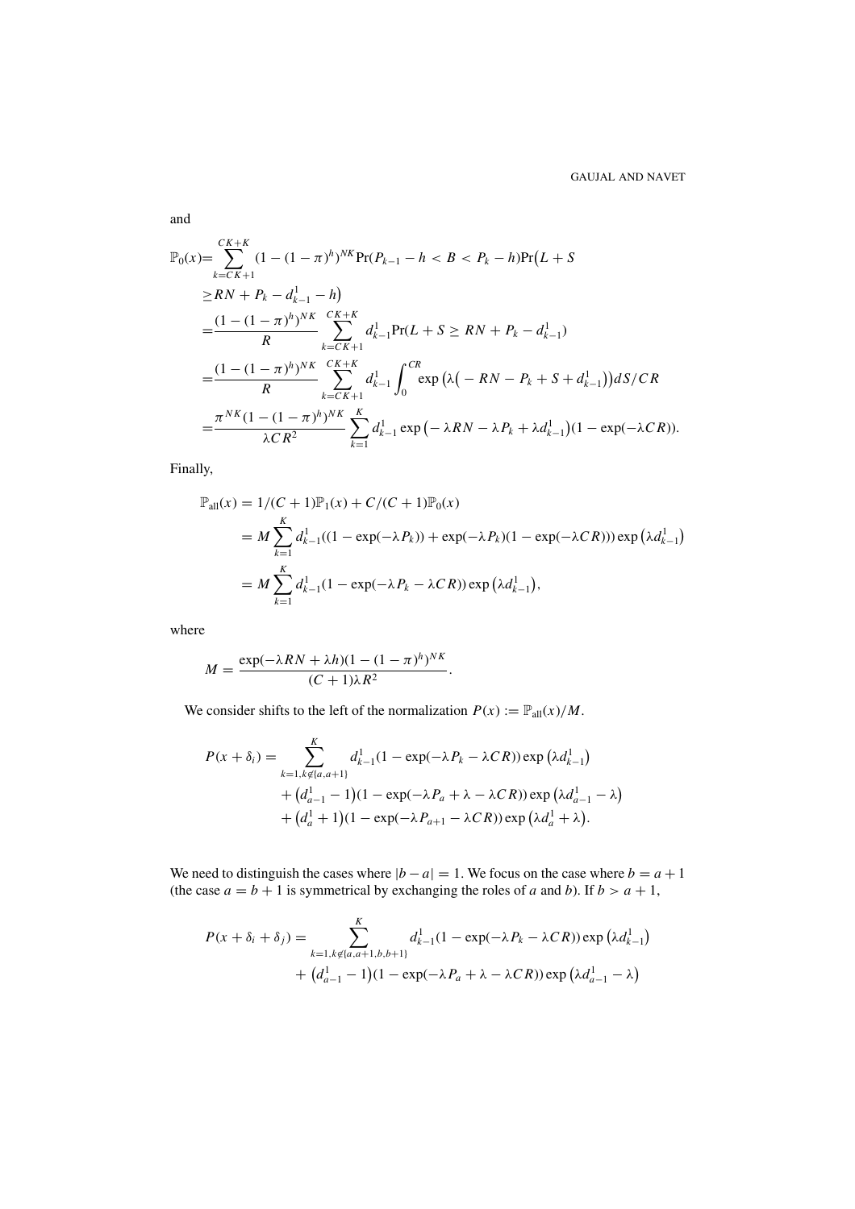and

$$
\begin{aligned}
\mathbb{P}_0(x) =& \sum_{k=CK+1}^{CK+K} (1-(1-\pi)^h)^{NK} \Pr(P_{k-1} - h < B < P_k - h) \Pr\big(L + S \\
&\geq RN + P_k - d_{k-1}^1 - h\big) \\
=& \frac{(1-(1-\pi)^h)^{NK}}{R} \sum_{k=CK+1}^{CK+K} d_{k-1}^1 \Pr(L + S \geq RN + P_k - d_{k-1}^1) \\
=& \frac{(1-(1-\pi)^h)^{NK}}{R} \sum_{k=CK+1}^{CK+K} d_{k-1}^1 \int_0^{CR} \exp\big(\lambda\big(-RN - P_k + S + d_{k-1}^1\big)\big) dS/CR \\
=& \frac{\pi^{NK}(1-(1-\pi)^h)^{NK}}{\lambda C R^2} \sum_{k=1}^{K} d_{k-1}^1 \exp\big(-\lambda RN - \lambda P_k + \lambda d_{k-1}^1\big)(1 - \exp(-\lambda CR)).
\end{aligned}
$$

Finally,

$$
\begin{aligned}
\mathbb{P}_{\text{all}}(x) &= 1/(C+1)\mathbb{P}_1(x) + C/(C+1)\mathbb{P}_0(x) \\
&= M \sum_{k=1}^{K} d_{k-1}^1((1 - \exp(-\lambda P_k)) + \exp(-\lambda P_k)(1 - \exp(-\lambda CR))) \exp\big(\lambda d_{k-1}^1\big) \\
&= M \sum_{k=1}^{K} d_{k-1}^1 (1 - \exp(-\lambda P_k - \lambda CR)) \exp\big(\lambda d_{k-1}^1\big),
\end{aligned}
$$

where

$$
M = \frac{\exp(-\lambda RN + \lambda h)(1-(1-\pi)^h)^{NK}}{(C+1)\lambda R^2}.
$$

We consider shifts to the left of the normalization $P(x) := \mathbb{P}_{\text{all}}(x)/M$.

$$
\begin{aligned}
P(x + \delta_i) = &\sum_{k=1, k \notin \{a, a+1\}}^{K} d_{k-1}^1 (1 - \exp(-\lambda P_k - \lambda CR)) \exp\big(\lambda d_{k-1}^1\big) \\
&+ \big(d_{a-1}^1 - 1\big)(1 - \exp(-\lambda P_a + \lambda - \lambda CR)) \exp\big(\lambda d_{a-1}^1 - \lambda\big) \\
&+ \big(d_a^1 + 1\big)(1 - \exp(-\lambda P_{a+1} - \lambda CR)) \exp\big(\lambda d_a^1 + \lambda\big).
\end{aligned}
$$

We need to distinguish the cases where $|b - a| = 1$. We focus on the case where $b = a + 1$ (the case $a = b + 1$ is symmetrical by exchanging the roles of $a$ and $b$). If $b > a + 1$,

$$
\begin{aligned}
P(x + \delta_i + \delta_j) = &\sum_{k=1, k \notin \{a, a+1, b, b+1\}}^{K} d_{k-1}^1 (1 - \exp(-\lambda P_k - \lambda CR)) \exp\big(\lambda d_{k-1}^1\big) \\
&+ \big(d_{a-1}^1 - 1\big)(1 - \exp(-\lambda P_a + \lambda - \lambda CR)) \exp\big(\lambda d_{a-1}^1 - \lambda\big)
\end{aligned}
$$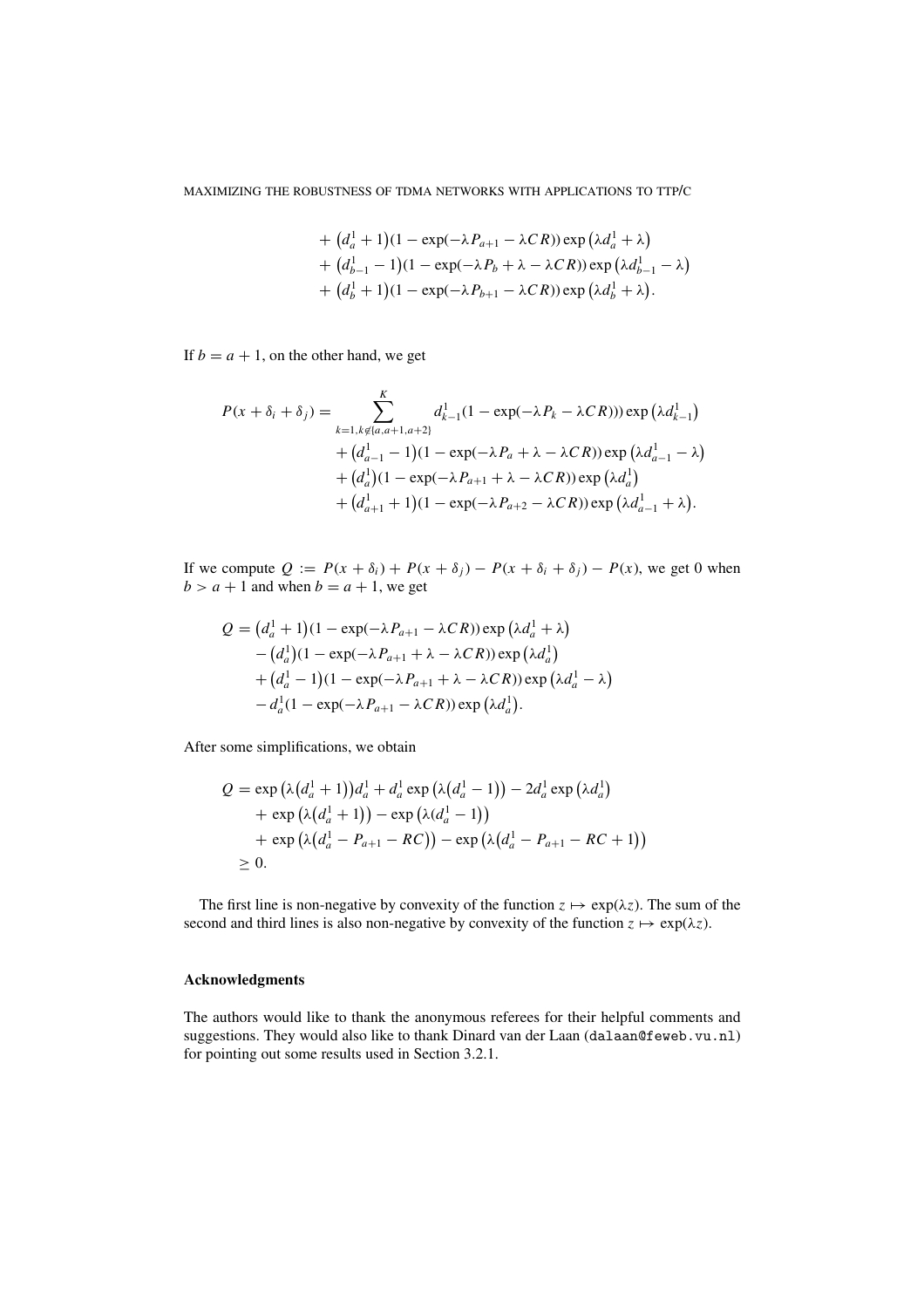$$
\begin{aligned}
&+ \left(d_a^1 + 1\right)(1 - \exp(-\lambda P_{a+1} - \lambda C R)) \exp\left(\lambda d_a^1 + \lambda\right) \\
&+ \left(d_{b-1}^1 - 1\right)(1 - \exp(-\lambda P_b + \lambda - \lambda C R)) \exp\left(\lambda d_{b-1}^1 - \lambda\right) \\
&+ \left(d_b^1 + 1\right)(1 - \exp(-\lambda P_{b+1} - \lambda C R)) \exp\left(\lambda d_b^1 + \lambda\right).
\end{aligned}
$$

If $b = a + 1$, on the other hand, we get

$$
\begin{aligned}
P(x + \delta_i + \delta_j) = &\sum_{k=1, k \notin \{a, a+1, a+2\}}^{K} d_{k-1}^1 (1 - \exp(-\lambda P_k - \lambda C R))) \exp\left(\lambda d_{k-1}^1\right) \\
&+ \left(d_{a-1}^1 - 1\right)(1 - \exp(-\lambda P_a + \lambda - \lambda C R)) \exp\left(\lambda d_{a-1}^1 - \lambda\right) \\
&+ \left(d_a^1\right)(1 - \exp(-\lambda P_{a+1} + \lambda - \lambda C R)) \exp\left(\lambda d_a^1\right) \\
&+ \left(d_{a+1}^1 + 1\right)(1 - \exp(-\lambda P_{a+2} - \lambda C R)) \exp\left(\lambda d_{a-1}^1 + \lambda\right).
\end{aligned}
$$

If we compute $Q := P(x + \delta_i) + P(x + \delta_j) - P(x + \delta_i + \delta_j) - P(x)$, we get 0 when $b > a + 1$ and when $b = a + 1$, we get

$$
\begin{aligned}
Q = &\left(d_a^1 + 1\right)(1 - \exp(-\lambda P_{a+1} - \lambda C R)) \exp\left(\lambda d_a^1 + \lambda\right) \\
&- \left(d_a^1\right)(1 - \exp(-\lambda P_{a+1} + \lambda - \lambda C R)) \exp\left(\lambda d_a^1\right) \\
&+ \left(d_a^1 - 1\right)(1 - \exp(-\lambda P_{a+1} + \lambda - \lambda C R)) \exp\left(\lambda d_a^1 - \lambda\right) \\
&- d_a^1 (1 - \exp(-\lambda P_{a+1} - \lambda C R)) \exp\left(\lambda d_a^1\right).
\end{aligned}
$$

After some simplifications, we obtain

$$
\begin{aligned}
Q = &\exp\left(\lambda\left(d_a^1 + 1\right)\right) d_a^1 + d_a^1 \exp\left(\lambda\left(d_a^1 - 1\right)\right) - 2 d_a^1 \exp\left(\lambda d_a^1\right) \\
&+ \exp\left(\lambda\left(d_a^1 + 1\right)\right) - \exp\left(\lambda(d_a^1 - 1)\right) \\
&+ \exp\left(\lambda\left(d_a^1 - P_{a+1} - RC\right)\right) - \exp\left(\lambda\left(d_a^1 - P_{a+1} - RC + 1\right)\right) \\
\geq &\ 0.
\end{aligned}
$$

The first line is non-negative by convexity of the function $z \mapsto \exp(\lambda z)$. The sum of the second and third lines is also non-negative by convexity of the function $z \mapsto \exp(\lambda z)$.

### Acknowledgments

The authors would like to thank the anonymous referees for their helpful comments and suggestions. They would also like to thank Dinard van der Laan (dalaan@feweb.vu.nl) for pointing out some results used in Section 3.2.1.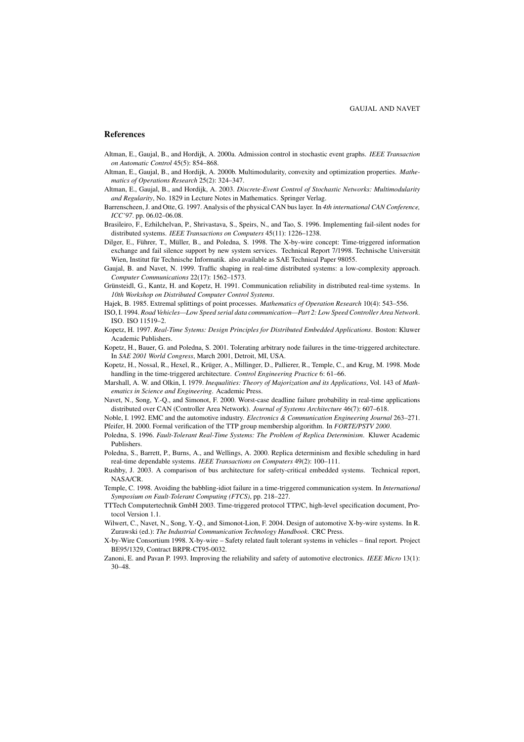## References

Altman, E., Gaujal, B., and Hordijk, A. 2000a. Admission control in stochastic event graphs. *IEEE Transaction on Automatic Control* 45(5): 854–868.

Altman, E., Gaujal, B., and Hordijk, A. 2000b. Multimodularity, convexity and optimization properties. *Mathematics of Operations Research* 25(2): 324–347.

Altman, E., Gaujal, B., and Hordijk, A. 2003. *Discrete-Event Control of Stochastic Networks: Multimodularity and Regularity*, No. 1829 in Lecture Notes in Mathematics. Springer Verlag.

Barrenscheen, J. and Otte, G. 1997. Analysis of the physical CAN bus layer. In *4th international CAN Conference, ICC'97*. pp. 06.02–06.08.

Brasileiro, F., Ezhilchelvan, P., Shrivastava, S., Speirs, N., and Tao, S. 1996. Implementing fail-silent nodes for distributed systems. *IEEE Transactions on Computers* 45(11): 1226–1238.

Dilger, E., Führer, T., Müller, B., and Poledna, S. 1998. The X-by-wire concept: Time-triggered information exchange and fail silence support by new system services. Technical Report 7/1998. Technische Universität Wien, Institut für Technische Informatik. also available as SAE Technical Paper 98055.

Gaujal, B. and Navet, N. 1999. Traffic shaping in real-time distributed systems: a low-complexity approach. *Computer Communications* 22(17): 1562–1573.

Grünsteidl, G., Kantz, H. and Kopetz, H. 1991. Communication reliability in distributed real-time systems. In *10th Workshop on Distributed Computer Control Systems*.

Hajek, B. 1985. Extremal splittings of point processes. *Mathematics of Operation Research* 10(4): 543–556.

ISO, I. 1994. *Road Vehicles—Low Speed serial data communication—Part 2: Low Speed Controller Area Network*. ISO. ISO 11519–2.

Kopetz, H. 1997. *Real-Time Sytems: Design Principles for Distributed Embedded Applications*. Boston: Kluwer Academic Publishers.

Kopetz, H., Bauer, G. and Poledna, S. 2001. Tolerating arbitrary node failures in the time-triggered architecture. In *SAE 2001 World Congress*, March 2001, Detroit, MI, USA.

Kopetz, H., Nossal, R., Hexel, R., Krüger, A., Millinger, D., Pallierer, R., Temple, C., and Krug, M. 1998. Mode handling in the time-triggered architecture. *Control Engineering Practice* 6: 61–66.

Marshall, A. W. and Olkin, I. 1979. *Inequalities: Theory of Majorization and its Applications*, Vol. 143 of *Mathematics in Science and Engineering*. Academic Press.

Navet, N., Song, Y.-Q., and Simonot, F. 2000. Worst-case deadline failure probability in real-time applications distributed over CAN (Controller Area Network). *Journal of Systems Architecture* 46(7): 607–618.

Noble, I. 1992. EMC and the automotive industry. *Electronics & Communication Engineering Journal* 263–271.

Pfeifer, H. 2000. Formal verification of the TTP group membership algorithm. In *FORTE/PSTV 2000*.

Poledna, S. 1996. *Fault-Tolerant Real-Time Systems: The Problem of Replica Determinism*. Kluwer Academic Publishers.

Poledna, S., Barrett, P., Burns, A., and Wellings, A. 2000. Replica determinism and flexible scheduling in hard real-time dependable systems. *IEEE Transactions on Computers* 49(2): 100–111.

Rushby, J. 2003. A comparison of bus architecture for safety-critical embedded systems. Technical report, NASA/CR.

Temple, C. 1998. Avoiding the babbling-idiot failure in a time-triggered communication system. In *International Symposium on Fault-Tolerant Computing (FTCS)*, pp. 218–227.

TTTech Computertechnik GmbH 2003. Time-triggered protocol TTP/C, high-level specification document, Protocol Version 1.1.

Wilwert, C., Navet, N., Song, Y.-Q., and Simonot-Lion, F. 2004. Design of automotive X-by-wire systems. In R. Zurawski (ed.): *The Industrial Communication Technology Handbook*. CRC Press.

X-by-Wire Consortium 1998. X-by-wire – Safety related fault tolerant systems in vehicles – final report. Project BE95/1329, Contract BRPR-CT95-0032.

Zanoni, E. and Pavan P. 1993. Improving the reliability and safety of automotive electronics. *IEEE Micro* 13(1): 30–48.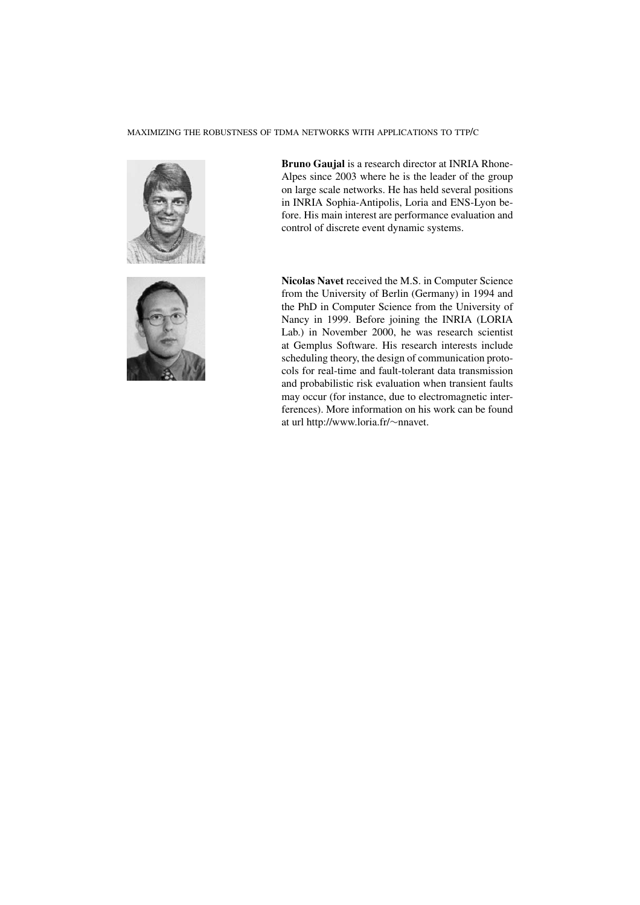**Bruno Gaujal** is a research director at INRIA Rhone-Alpes since 2003 where he is the leader of the group on large scale networks. He has held several positions in INRIA Sophia-Antipolis, Loria and ENS-Lyon before. His main interest are performance evaluation and control of discrete event dynamic systems.

**Nicolas Navet** received the M.S. in Computer Science from the University of Berlin (Germany) in 1994 and the PhD in Computer Science from the University of Nancy in 1999. Before joining the INRIA (LORIA Lab.) in November 2000, he was research scientist at Gemplus Software. His research interests include scheduling theory, the design of communication protocols for real-time and fault-tolerant data transmission and probabilistic risk evaluation when transient faults may occur (for instance, due to electromagnetic interferences). More information on his work can be found at url http://www.loria.fr/∼nnavet.